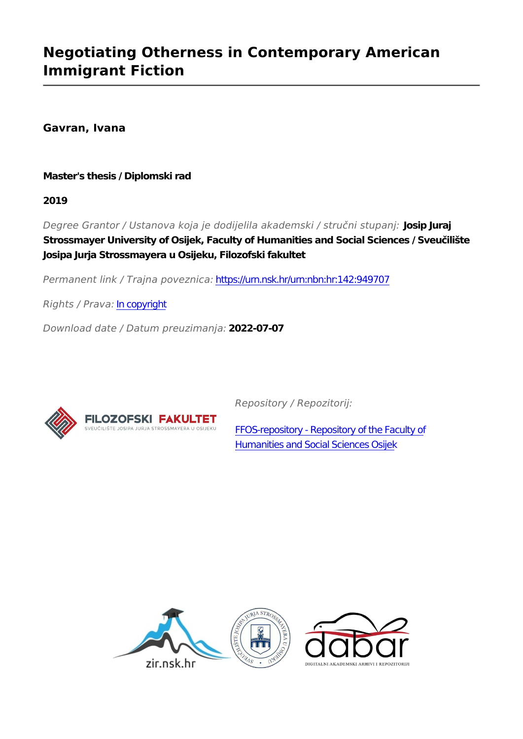# Negotiating Otherness in Contemporary American Immigrant Fiction

**Gavran, Ivana**

**Master's thesis / Diplomski rad**

**2019**

*Degree Grantor / Ustanova koja je dodijelila akademski / stručni stupanj:* **Josip Juraj Strossmayer University of Osijek, Faculty of Humanities and Social Sciences / Sveučilište Josipa Jurja Strossmayera u Osijeku, Filozofski fakultet**

*Permanent link / Trajna poveznica:* https://urn.nsk.hr/urn:nbn:hr:142:949707

*Rights / Prava:* In copyright

*Download date / Datum preuzimanja:* **2022-07-07**

*Repository / Repozitorij:*

FFOS-repository - Repository of the Faculty of Humanities and Social Sciences Osijek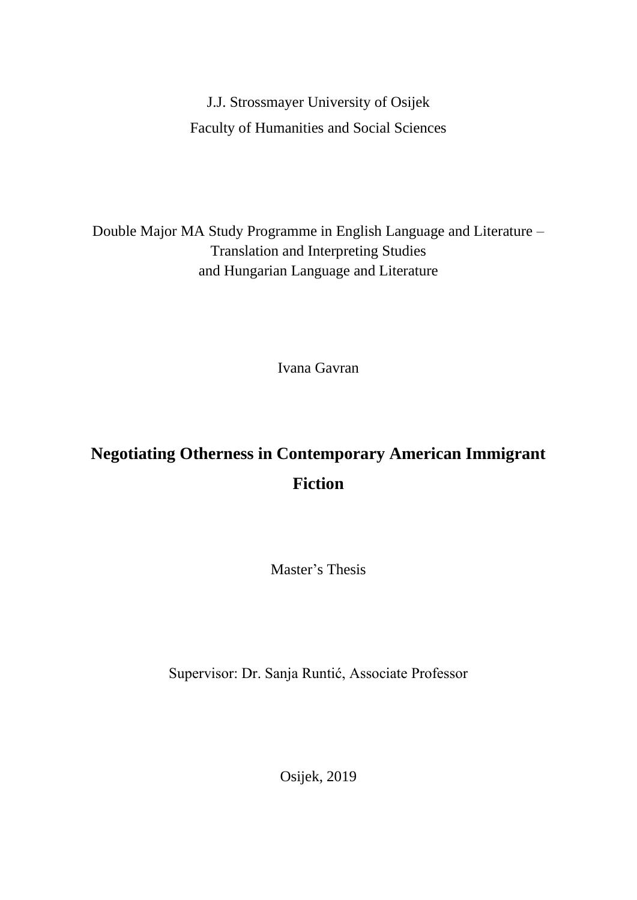J.J. Strossmayer University of Osijek

Faculty of Humanities and Social Sciences

Double Major MA Study Programme in English Language and Literature – Translation and Interpreting Studies and Hungarian Language and Literature

Ivana Gavran

# Negotiating Otherness in Contemporary American Immigrant Fiction

Master's Thesis

Supervisor: Dr. Sanja Runtić, Associate Professor

Osijek, 2019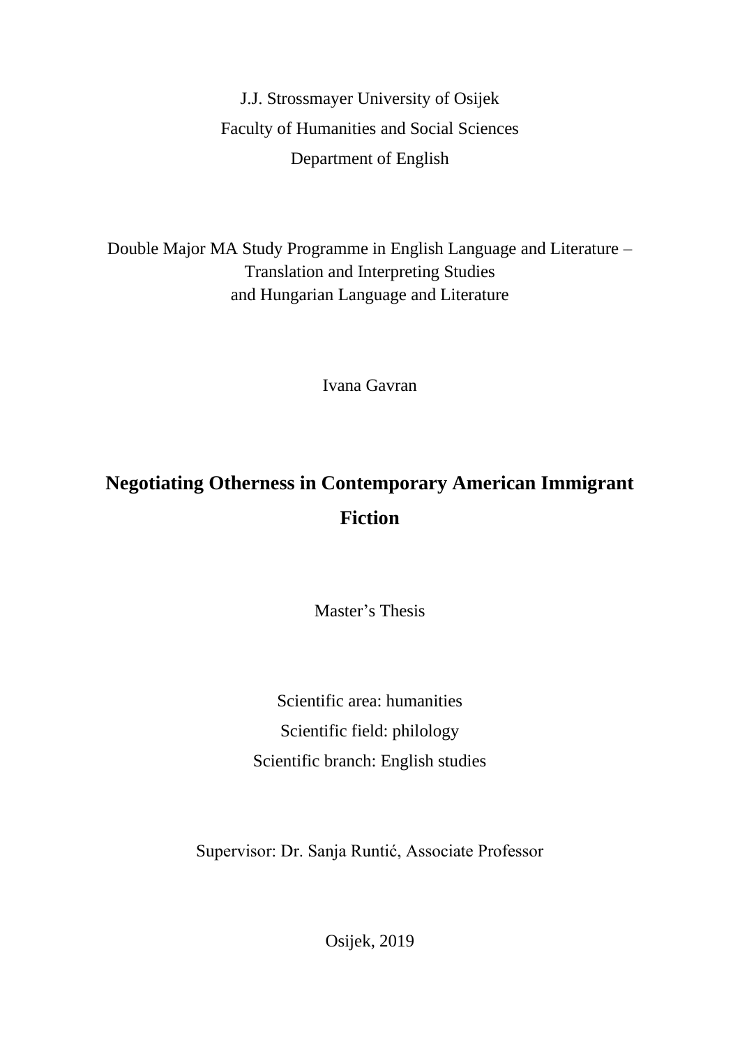J.J. Strossmayer University of Osijek

Faculty of Humanities and Social Sciences

Department of English

Double Major MA Study Programme in English Language and Literature – Translation and Interpreting Studies and Hungarian Language and Literature

Ivana Gavran

# Negotiating Otherness in Contemporary American Immigrant Fiction

Master's Thesis

Scientific area: humanities

Scientific field: philology

Scientific branch: English studies

Supervisor: Dr. Sanja Runtić, Associate Professor

Osijek, 2019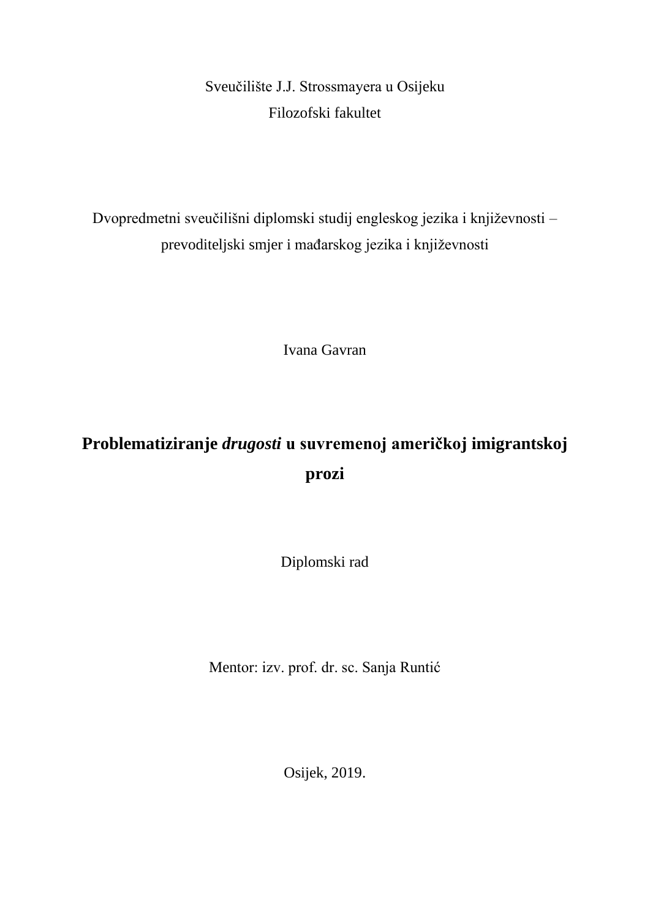Sveučilište J.J. Strossmayera u Osijeku

Filozofski fakultet

Dvopredmetni sveučilišni diplomski studij engleskog jezika i književnosti – prevoditeljski smjer i mađarskog jezika i književnosti

Ivana Gavran

# Problematiziranje *drugosti* u suvremenoj američkoj imigrantskoj prozi

Diplomski rad

Mentor: izv. prof. dr. sc. Sanja Runtić

Osijek, 2019.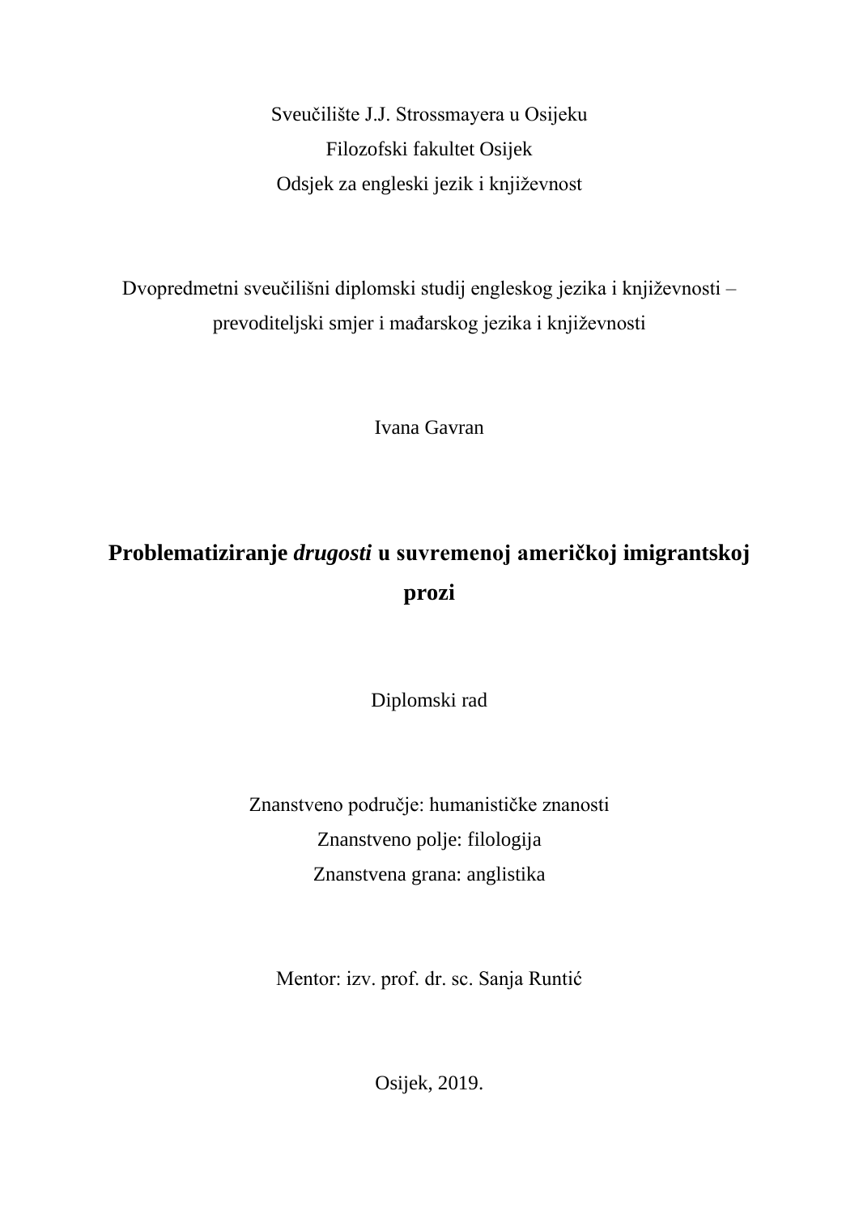Sveučilište J.J. Strossmayera u Osijeku

Filozofski fakultet Osijek

Odsjek za engleski jezik i književnost

Dvopredmetni sveučilišni diplomski studij engleskog jezika i književnosti – prevoditeljski smjer i mađarskog jezika i književnosti

Ivana Gavran

# Problematiziranje *drugosti* u suvremenoj američkoj imigrantskoj prozi

Diplomski rad

Znanstveno područje: humanističke znanosti

Znanstveno polje: filologija

Znanstvena grana: anglistika

Mentor: izv. prof. dr. sc. Sanja Runtić

Osijek, 2019.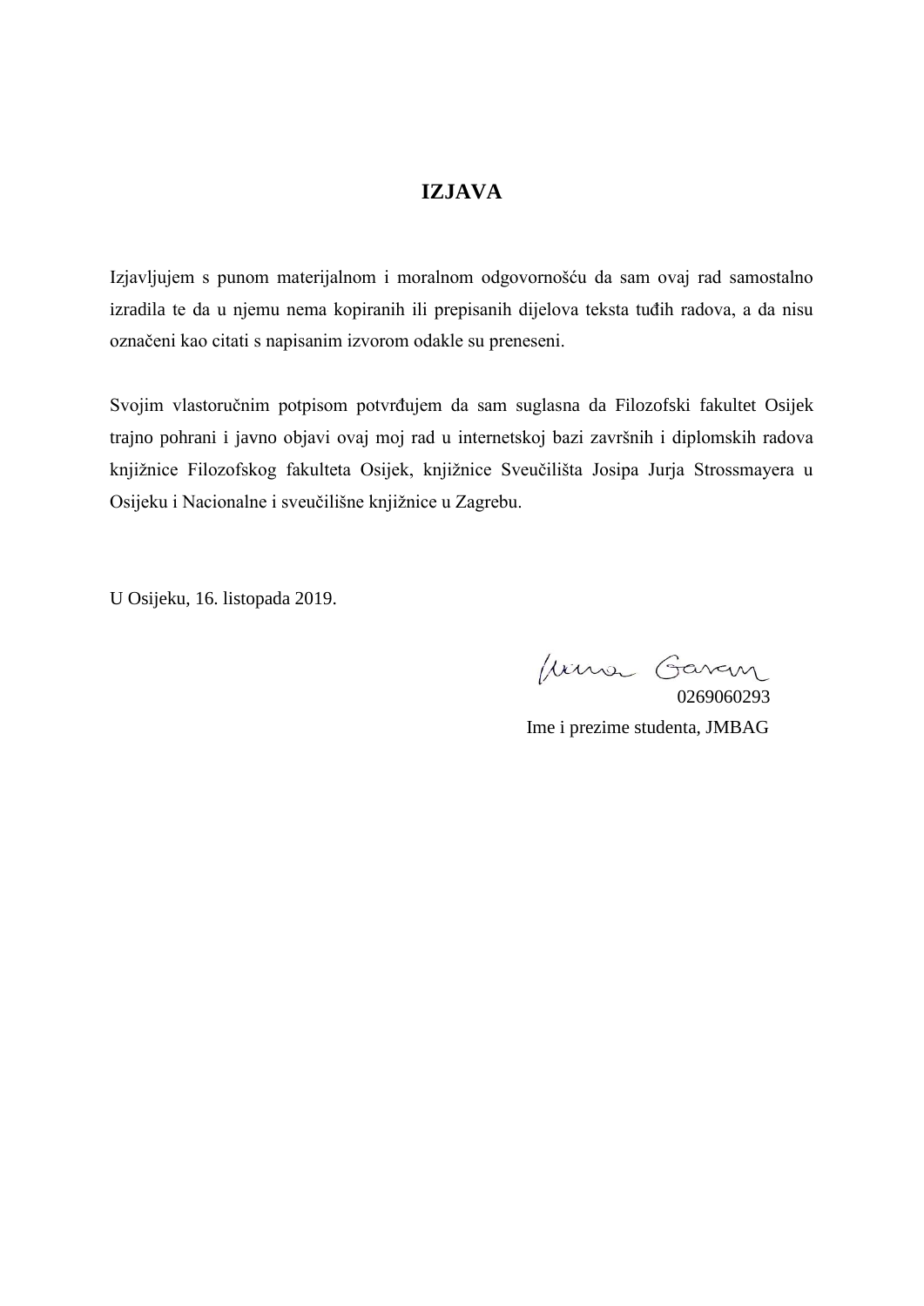# IZJAVA

Izjavljujem s punom materijalnom i moralnom odgovornošću da sam ovaj rad samostalno izradila te da u njemu nema kopiranih ili prepisanih dijelova teksta tuđih radova, a da nisu označeni kao citati s napisanim izvorom odakle su preneseni.

Svojim vlastoručnim potpisom potvrđujem da sam suglasna da Filozofski fakultet Osijek trajno pohrani i javno objavi ovaj moj rad u internetskoj bazi završnih i diplomskih radova knjižnice Filozofskog fakulteta Osijek, knjižnice Sveučilišta Josipa Jurja Strossmayera u Osijeku i Nacionalne i sveučilišne knjižnice u Zagrebu.

U Osijeku, 16. listopada 2019.

0269060293

Ime i prezime studenta, JMBAG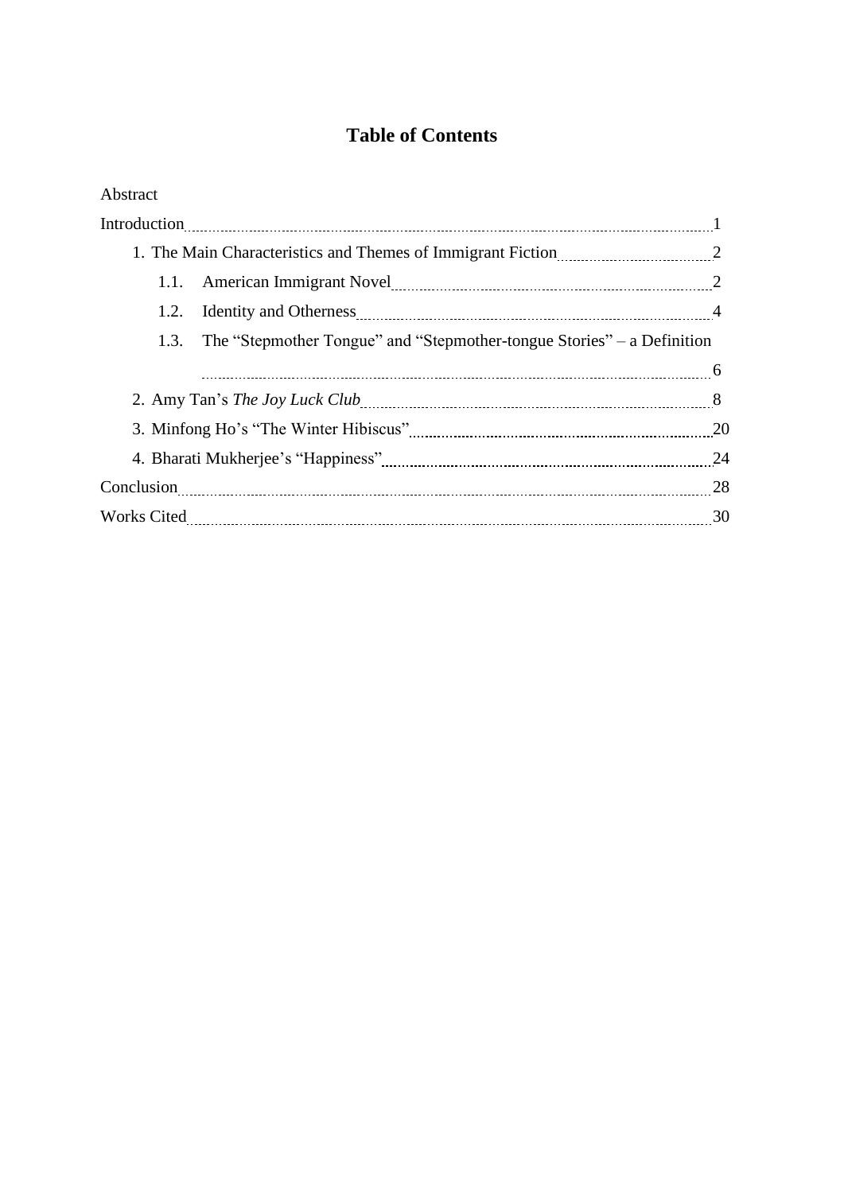# Table of Contents

Abstract

Introduction ........ 1

1. The Main Characteristics and Themes of Immigrant Fiction ........ 2
   - 1.1. American Immigrant Novel ........ 2
   - 1.2. Identity and Otherness ........ 4
   - 1.3. The "Stepmother Tongue" and "Stepmother-tongue Stories" – a Definition ........ 6
2. Amy Tan's *The Joy Luck Club* ........ 8
3. Minfong Ho's "The Winter Hibiscus" ........ 20
4. Bharati Mukherjee's "Happiness" ........ 24

Conclusion ........ 28

Works Cited ........ 30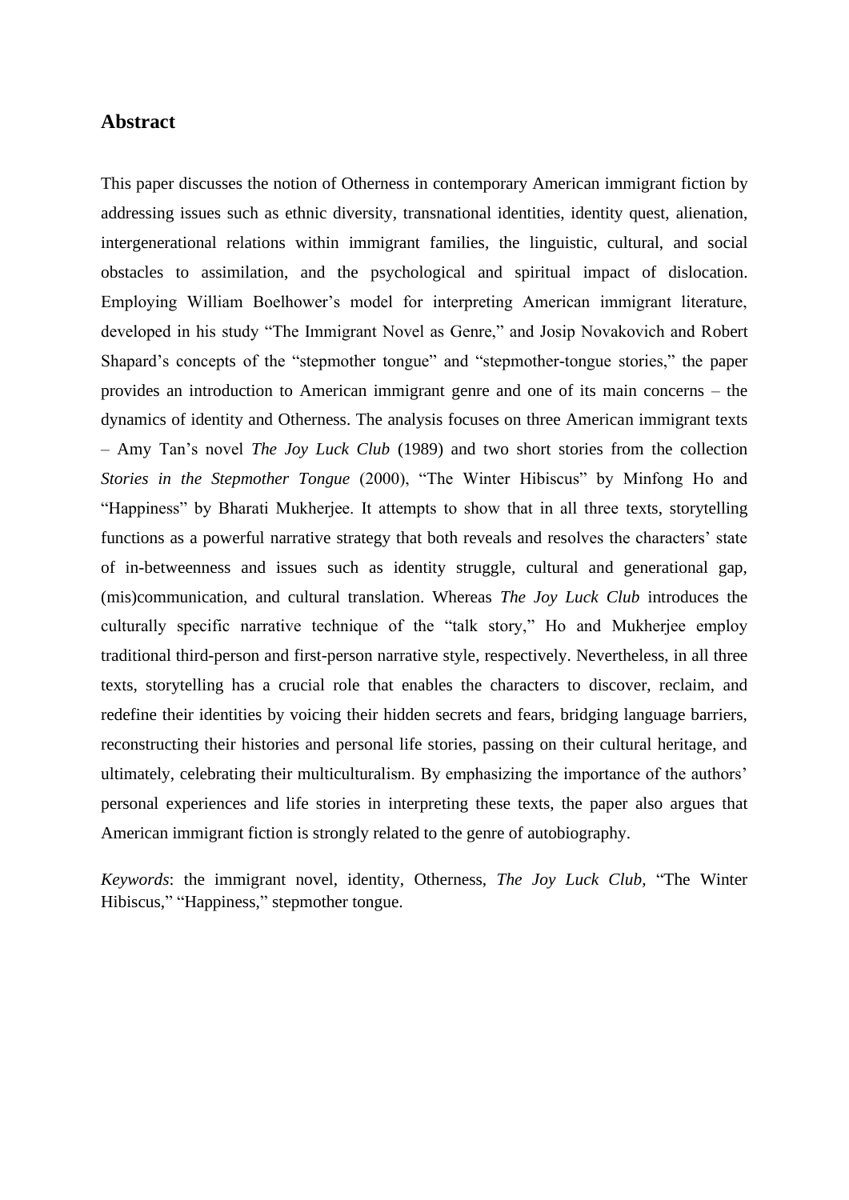## Abstract

This paper discusses the notion of Otherness in contemporary American immigrant fiction by addressing issues such as ethnic diversity, transnational identities, identity quest, alienation, intergenerational relations within immigrant families, the linguistic, cultural, and social obstacles to assimilation, and the psychological and spiritual impact of dislocation. Employing William Boelhower's model for interpreting American immigrant literature, developed in his study "The Immigrant Novel as Genre," and Josip Novakovich and Robert Shapard's concepts of the "stepmother tongue" and "stepmother-tongue stories," the paper provides an introduction to American immigrant genre and one of its main concerns – the dynamics of identity and Otherness. The analysis focuses on three American immigrant texts – Amy Tan's novel *The Joy Luck Club* (1989) and two short stories from the collection *Stories in the Stepmother Tongue* (2000), "The Winter Hibiscus" by Minfong Ho and "Happiness" by Bharati Mukherjee. It attempts to show that in all three texts, storytelling functions as a powerful narrative strategy that both reveals and resolves the characters' state of in-betweenness and issues such as identity struggle, cultural and generational gap, (mis)communication, and cultural translation. Whereas *The Joy Luck Club* introduces the culturally specific narrative technique of the "talk story," Ho and Mukherjee employ traditional third-person and first-person narrative style, respectively. Nevertheless, in all three texts, storytelling has a crucial role that enables the characters to discover, reclaim, and redefine their identities by voicing their hidden secrets and fears, bridging language barriers, reconstructing their histories and personal life stories, passing on their cultural heritage, and ultimately, celebrating their multiculturalism. By emphasizing the importance of the authors' personal experiences and life stories in interpreting these texts, the paper also argues that American immigrant fiction is strongly related to the genre of autobiography.

*Keywords*: the immigrant novel, identity, Otherness, *The Joy Luck Club*, "The Winter Hibiscus," "Happiness," stepmother tongue.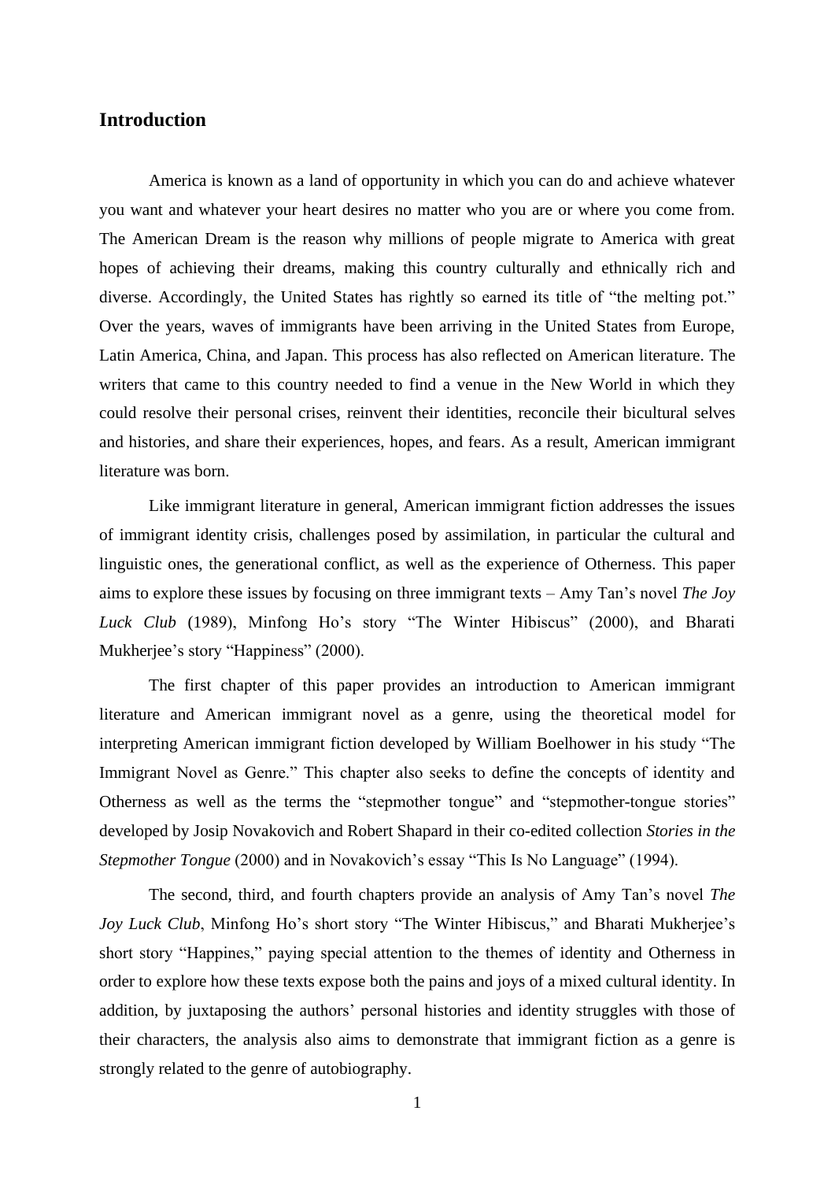## Introduction

America is known as a land of opportunity in which you can do and achieve whatever you want and whatever your heart desires no matter who you are or where you come from. The American Dream is the reason why millions of people migrate to America with great hopes of achieving their dreams, making this country culturally and ethnically rich and diverse. Accordingly, the United States has rightly so earned its title of "the melting pot." Over the years, waves of immigrants have been arriving in the United States from Europe, Latin America, China, and Japan. This process has also reflected on American literature. The writers that came to this country needed to find a venue in the New World in which they could resolve their personal crises, reinvent their identities, reconcile their bicultural selves and histories, and share their experiences, hopes, and fears. As a result, American immigrant literature was born.

Like immigrant literature in general, American immigrant fiction addresses the issues of immigrant identity crisis, challenges posed by assimilation, in particular the cultural and linguistic ones, the generational conflict, as well as the experience of Otherness. This paper aims to explore these issues by focusing on three immigrant texts – Amy Tan's novel *The Joy Luck Club* (1989), Minfong Ho's story "The Winter Hibiscus" (2000), and Bharati Mukherjee's story "Happiness" (2000).

The first chapter of this paper provides an introduction to American immigrant literature and American immigrant novel as a genre, using the theoretical model for interpreting American immigrant fiction developed by William Boelhower in his study "The Immigrant Novel as Genre." This chapter also seeks to define the concepts of identity and Otherness as well as the terms the "stepmother tongue" and "stepmother-tongue stories" developed by Josip Novakovich and Robert Shapard in their co-edited collection *Stories in the Stepmother Tongue* (2000) and in Novakovich's essay "This Is No Language" (1994).

The second, third, and fourth chapters provide an analysis of Amy Tan's novel *The Joy Luck Club*, Minfong Ho's short story "The Winter Hibiscus," and Bharati Mukherjee's short story "Happines," paying special attention to the themes of identity and Otherness in order to explore how these texts expose both the pains and joys of a mixed cultural identity. In addition, by juxtaposing the authors' personal histories and identity struggles with those of their characters, the analysis also aims to demonstrate that immigrant fiction as a genre is strongly related to the genre of autobiography.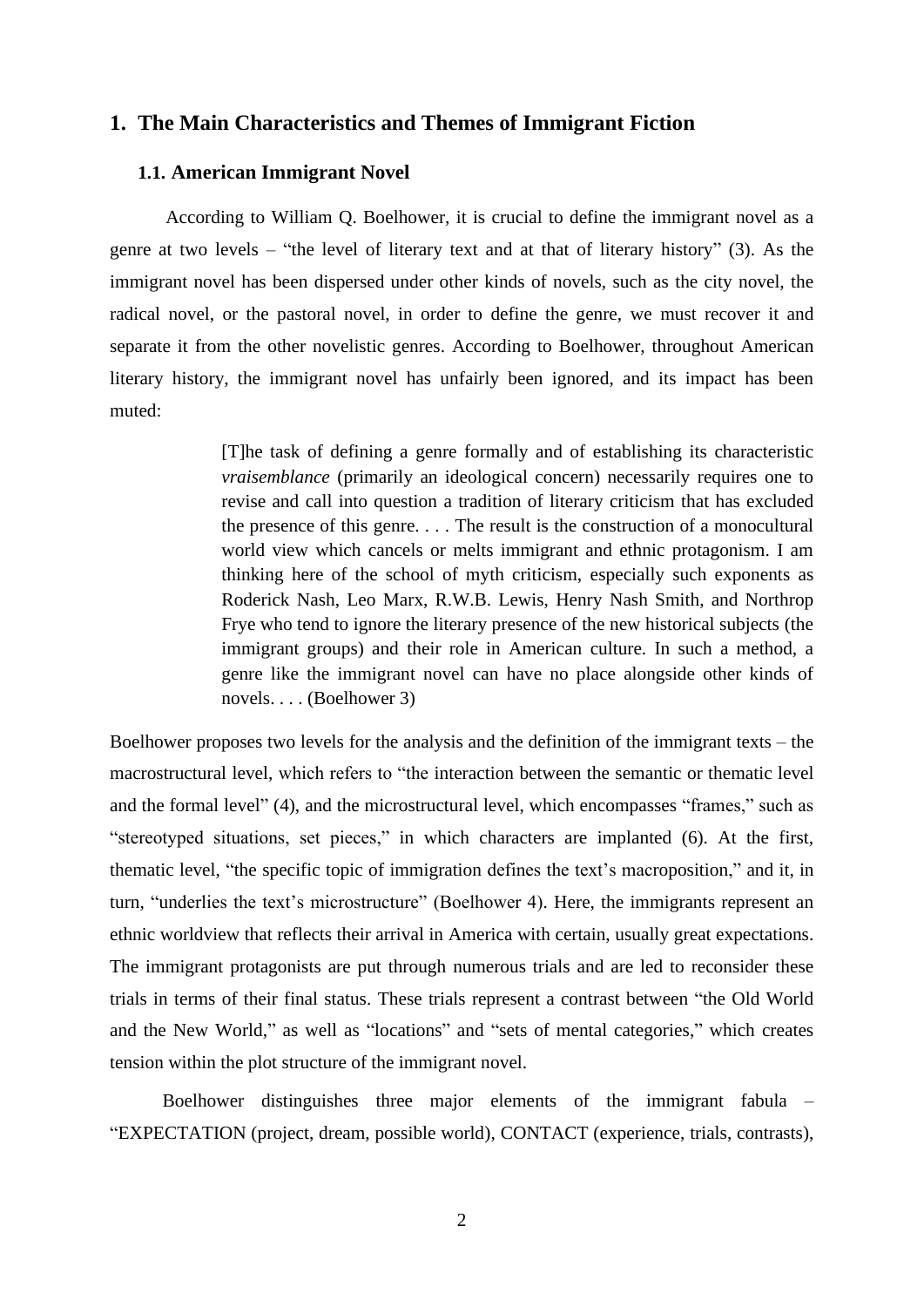# 1. The Main Characteristics and Themes of Immigrant Fiction

## 1.1. American Immigrant Novel

According to William Q. Boelhower, it is crucial to define the immigrant novel as a genre at two levels – "the level of literary text and at that of literary history" (3). As the immigrant novel has been dispersed under other kinds of novels, such as the city novel, the radical novel, or the pastoral novel, in order to define the genre, we must recover it and separate it from the other novelistic genres. According to Boelhower, throughout American literary history, the immigrant novel has unfairly been ignored, and its impact has been muted:

> [T]he task of defining a genre formally and of establishing its characteristic *vraisemblance* (primarily an ideological concern) necessarily requires one to revise and call into question a tradition of literary criticism that has excluded the presence of this genre. . . . The result is the construction of a monocultural world view which cancels or melts immigrant and ethnic protagonism. I am thinking here of the school of myth criticism, especially such exponents as Roderick Nash, Leo Marx, R.W.B. Lewis, Henry Nash Smith, and Northrop Frye who tend to ignore the literary presence of the new historical subjects (the immigrant groups) and their role in American culture. In such a method, a genre like the immigrant novel can have no place alongside other kinds of novels. . . . (Boelhower 3)

Boelhower proposes two levels for the analysis and the definition of the immigrant texts – the macrostructural level, which refers to "the interaction between the semantic or thematic level and the formal level" (4), and the microstructural level, which encompasses "frames," such as "stereotyped situations, set pieces," in which characters are implanted (6). At the first, thematic level, "the specific topic of immigration defines the text's macroposition," and it, in turn, "underlies the text's microstructure" (Boelhower 4). Here, the immigrants represent an ethnic worldview that reflects their arrival in America with certain, usually great expectations. The immigrant protagonists are put through numerous trials and are led to reconsider these trials in terms of their final status. These trials represent a contrast between "the Old World and the New World," as well as "locations" and "sets of mental categories," which creates tension within the plot structure of the immigrant novel.

Boelhower distinguishes three major elements of the immigrant fabula – "EXPECTATION (project, dream, possible world), CONTACT (experience, trials, contrasts),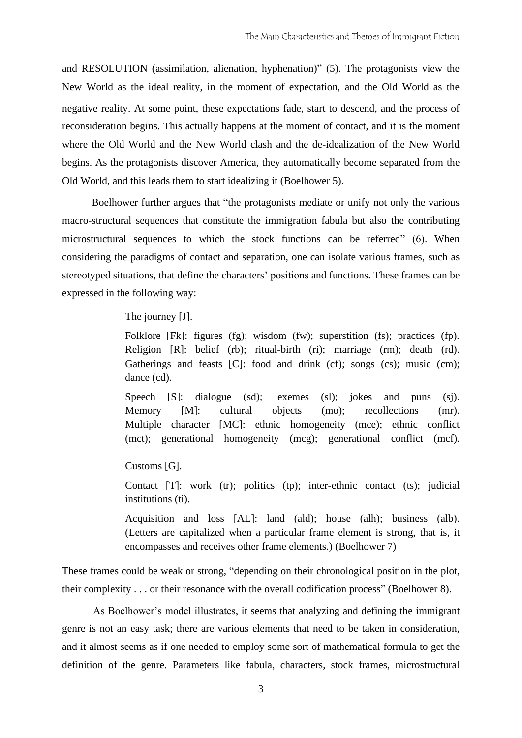and RESOLUTION (assimilation, alienation, hyphenation)" (5). The protagonists view the New World as the ideal reality, in the moment of expectation, and the Old World as the negative reality. At some point, these expectations fade, start to descend, and the process of reconsideration begins. This actually happens at the moment of contact, and it is the moment where the Old World and the New World clash and the de-idealization of the New World begins. As the protagonists discover America, they automatically become separated from the Old World, and this leads them to start idealizing it (Boelhower 5).

Boelhower further argues that "the protagonists mediate or unify not only the various macro-structural sequences that constitute the immigration fabula but also the contributing microstructural sequences to which the stock functions can be referred" (6). When considering the paradigms of contact and separation, one can isolate various frames, such as stereotyped situations, that define the characters' positions and functions. These frames can be expressed in the following way:

> The journey [J].
>
> Folklore [Fk]: figures (fg); wisdom (fw); superstition (fs); practices (fp). Religion [R]: belief (rb); ritual-birth (ri); marriage (rm); death (rd). Gatherings and feasts [C]: food and drink (cf); songs (cs); music (cm); dance (cd).
>
> Speech [S]: dialogue (sd); lexemes (sl); jokes and puns (sj). Memory [M]: cultural objects (mo); recollections (mr). Multiple character [MC]: ethnic homogeneity (mce); ethnic conflict (mct); generational homogeneity (mcg); generational conflict (mcf).
>
> Customs [G].
>
> Contact [T]: work (tr); politics (tp); inter-ethnic contact (ts); judicial institutions (ti).
>
> Acquisition and loss [AL]: land (ald); house (alh); business (alb). (Letters are capitalized when a particular frame element is strong, that is, it encompasses and receives other frame elements.) (Boelhower 7)

These frames could be weak or strong, "depending on their chronological position in the plot, their complexity . . . or their resonance with the overall codification process" (Boelhower 8).

As Boelhower's model illustrates, it seems that analyzing and defining the immigrant genre is not an easy task; there are various elements that need to be taken in consideration, and it almost seems as if one needed to employ some sort of mathematical formula to get the definition of the genre. Parameters like fabula, characters, stock frames, microstructural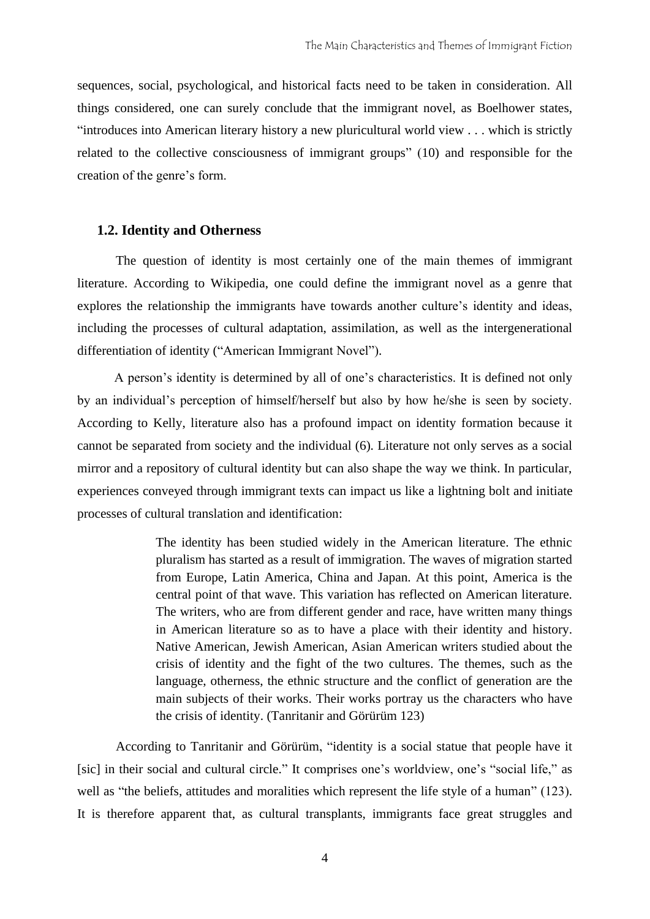sequences, social, psychological, and historical facts need to be taken in consideration. All things considered, one can surely conclude that the immigrant novel, as Boelhower states, "introduces into American literary history a new pluricultural world view . . . which is strictly related to the collective consciousness of immigrant groups" (10) and responsible for the creation of the genre's form.

## 1.2. Identity and Otherness

The question of identity is most certainly one of the main themes of immigrant literature. According to Wikipedia, one could define the immigrant novel as a genre that explores the relationship the immigrants have towards another culture's identity and ideas, including the processes of cultural adaptation, assimilation, as well as the intergenerational differentiation of identity ("American Immigrant Novel").

A person's identity is determined by all of one's characteristics. It is defined not only by an individual's perception of himself/herself but also by how he/she is seen by society. According to Kelly, literature also has a profound impact on identity formation because it cannot be separated from society and the individual (6). Literature not only serves as a social mirror and a repository of cultural identity but can also shape the way we think. In particular, experiences conveyed through immigrant texts can impact us like a lightning bolt and initiate processes of cultural translation and identification:

> The identity has been studied widely in the American literature. The ethnic pluralism has started as a result of immigration. The waves of migration started from Europe, Latin America, China and Japan. At this point, America is the central point of that wave. This variation has reflected on American literature. The writers, who are from different gender and race, have written many things in American literature so as to have a place with their identity and history. Native American, Jewish American, Asian American writers studied about the crisis of identity and the fight of the two cultures. The themes, such as the language, otherness, the ethnic structure and the conflict of generation are the main subjects of their works. Their works portray us the characters who have the crisis of identity. (Tanritanir and Görürüm 123)

According to Tanritanir and Görürüm, "identity is a social statue that people have it [sic] in their social and cultural circle." It comprises one's worldview, one's "social life," as well as "the beliefs, attitudes and moralities which represent the life style of a human" (123). It is therefore apparent that, as cultural transplants, immigrants face great struggles and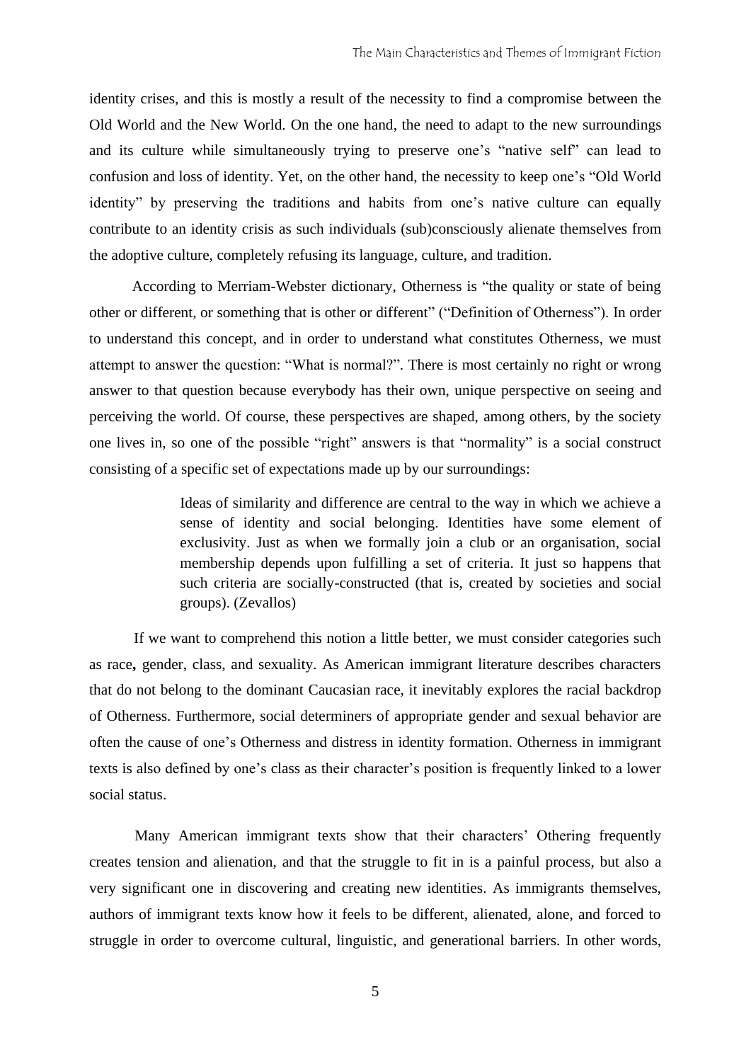identity crises, and this is mostly a result of the necessity to find a compromise between the Old World and the New World. On the one hand, the need to adapt to the new surroundings and its culture while simultaneously trying to preserve one's "native self" can lead to confusion and loss of identity. Yet, on the other hand, the necessity to keep one's "Old World identity" by preserving the traditions and habits from one's native culture can equally contribute to an identity crisis as such individuals (sub)consciously alienate themselves from the adoptive culture, completely refusing its language, culture, and tradition.

According to Merriam-Webster dictionary, Otherness is "the quality or state of being other or different, or something that is other or different" ("Definition of Otherness"). In order to understand this concept, and in order to understand what constitutes Otherness, we must attempt to answer the question: "What is normal?". There is most certainly no right or wrong answer to that question because everybody has their own, unique perspective on seeing and perceiving the world. Of course, these perspectives are shaped, among others, by the society one lives in, so one of the possible "right" answers is that "normality" is a social construct consisting of a specific set of expectations made up by our surroundings:

> Ideas of similarity and difference are central to the way in which we achieve a sense of identity and social belonging. Identities have some element of exclusivity. Just as when we formally join a club or an organisation, social membership depends upon fulfilling a set of criteria. It just so happens that such criteria are socially-constructed (that is, created by societies and social groups). (Zevallos)

If we want to comprehend this notion a little better, we must consider categories such as race**,** gender, class, and sexuality. As American immigrant literature describes characters that do not belong to the dominant Caucasian race, it inevitably explores the racial backdrop of Otherness. Furthermore, social determiners of appropriate gender and sexual behavior are often the cause of one's Otherness and distress in identity formation. Otherness in immigrant texts is also defined by one's class as their character's position is frequently linked to a lower social status.

Many American immigrant texts show that their characters' Othering frequently creates tension and alienation, and that the struggle to fit in is a painful process, but also a very significant one in discovering and creating new identities. As immigrants themselves, authors of immigrant texts know how it feels to be different, alienated, alone, and forced to struggle in order to overcome cultural, linguistic, and generational barriers. In other words,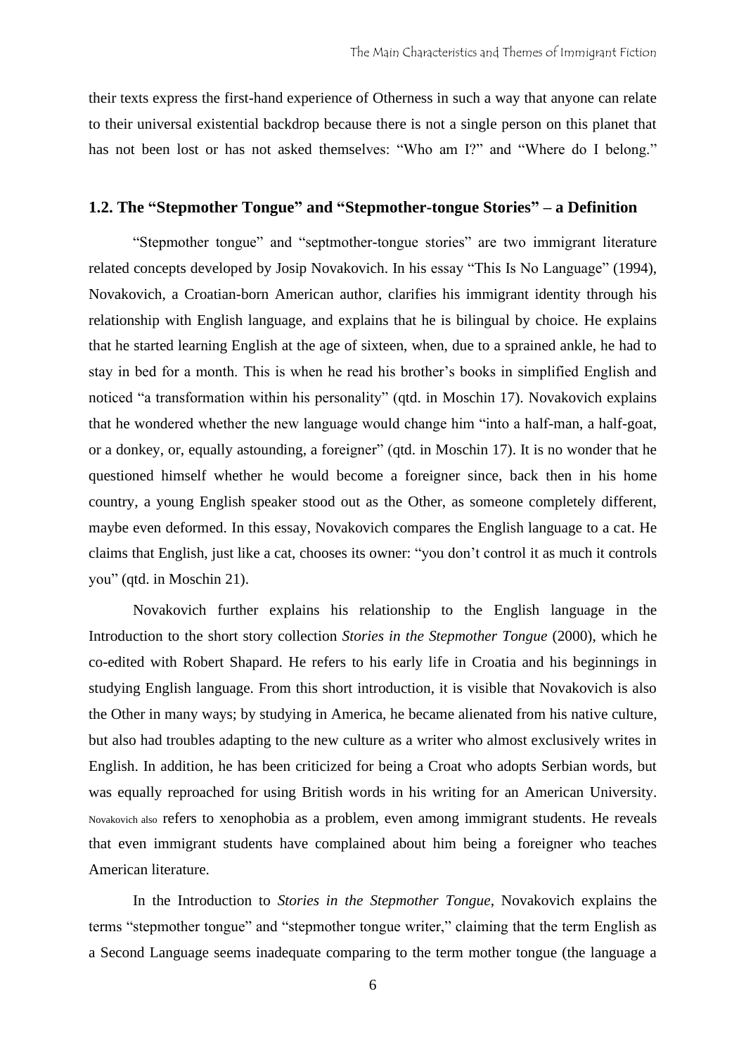their texts express the first-hand experience of Otherness in such a way that anyone can relate to their universal existential backdrop because there is not a single person on this planet that has not been lost or has not asked themselves: "Who am I?" and "Where do I belong."

## 1.2. The "Stepmother Tongue" and "Stepmother-tongue Stories" – a Definition

"Stepmother tongue" and "septmother-tongue stories" are two immigrant literature related concepts developed by Josip Novakovich. In his essay "This Is No Language" (1994), Novakovich, a Croatian-born American author, clarifies his immigrant identity through his relationship with English language, and explains that he is bilingual by choice. He explains that he started learning English at the age of sixteen, when, due to a sprained ankle, he had to stay in bed for a month. This is when he read his brother's books in simplified English and noticed "a transformation within his personality" (qtd. in Moschin 17). Novakovich explains that he wondered whether the new language would change him "into a half-man, a half-goat, or a donkey, or, equally astounding, a foreigner" (qtd. in Moschin 17). It is no wonder that he questioned himself whether he would become a foreigner since, back then in his home country, a young English speaker stood out as the Other, as someone completely different, maybe even deformed. In this essay, Novakovich compares the English language to a cat. He claims that English, just like a cat, chooses its owner: "you don't control it as much it controls you" (qtd. in Moschin 21).

Novakovich further explains his relationship to the English language in the Introduction to the short story collection *Stories in the Stepmother Tongue* (2000), which he co-edited with Robert Shapard. He refers to his early life in Croatia and his beginnings in studying English language. From this short introduction, it is visible that Novakovich is also the Other in many ways; by studying in America, he became alienated from his native culture, but also had troubles adapting to the new culture as a writer who almost exclusively writes in English. In addition, he has been criticized for being a Croat who adopts Serbian words, but was equally reproached for using British words in his writing for an American University. Novakovich also refers to xenophobia as a problem, even among immigrant students. He reveals that even immigrant students have complained about him being a foreigner who teaches American literature.

In the Introduction to *Stories in the Stepmother Tongue*, Novakovich explains the terms "stepmother tongue" and "stepmother tongue writer," claiming that the term English as a Second Language seems inadequate comparing to the term mother tongue (the language a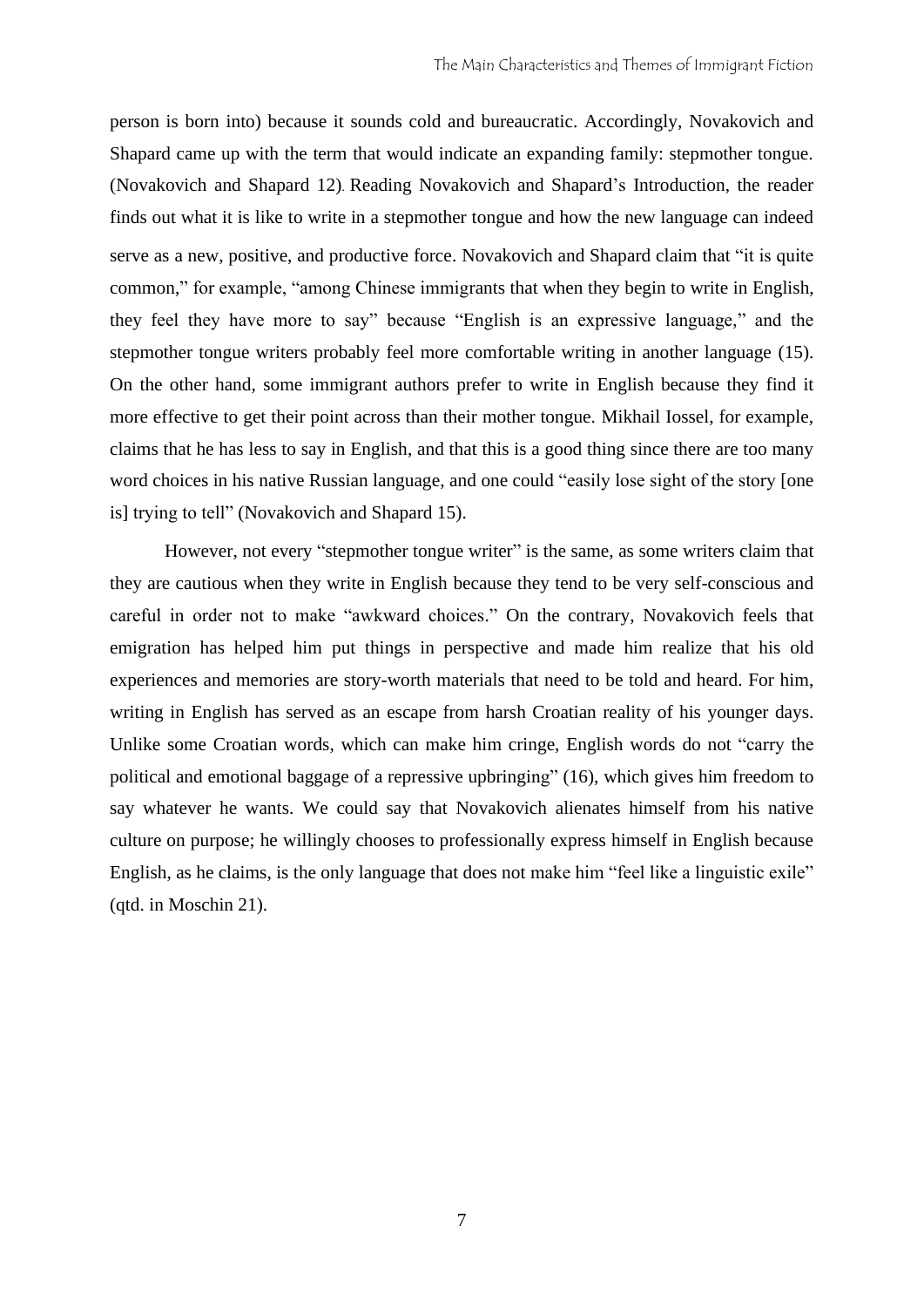person is born into) because it sounds cold and bureaucratic. Accordingly, Novakovich and Shapard came up with the term that would indicate an expanding family: stepmother tongue. (Novakovich and Shapard 12). Reading Novakovich and Shapard's Introduction, the reader finds out what it is like to write in a stepmother tongue and how the new language can indeed serve as a new, positive, and productive force. Novakovich and Shapard claim that "it is quite common," for example, "among Chinese immigrants that when they begin to write in English, they feel they have more to say" because "English is an expressive language," and the stepmother tongue writers probably feel more comfortable writing in another language (15). On the other hand, some immigrant authors prefer to write in English because they find it more effective to get their point across than their mother tongue. Mikhail Iossel, for example, claims that he has less to say in English, and that this is a good thing since there are too many word choices in his native Russian language, and one could "easily lose sight of the story [one is] trying to tell" (Novakovich and Shapard 15).

However, not every "stepmother tongue writer" is the same, as some writers claim that they are cautious when they write in English because they tend to be very self-conscious and careful in order not to make "awkward choices." On the contrary, Novakovich feels that emigration has helped him put things in perspective and made him realize that his old experiences and memories are story-worth materials that need to be told and heard. For him, writing in English has served as an escape from harsh Croatian reality of his younger days. Unlike some Croatian words, which can make him cringe, English words do not "carry the political and emotional baggage of a repressive upbringing" (16), which gives him freedom to say whatever he wants. We could say that Novakovich alienates himself from his native culture on purpose; he willingly chooses to professionally express himself in English because English, as he claims, is the only language that does not make him "feel like a linguistic exile" (qtd. in Moschin 21).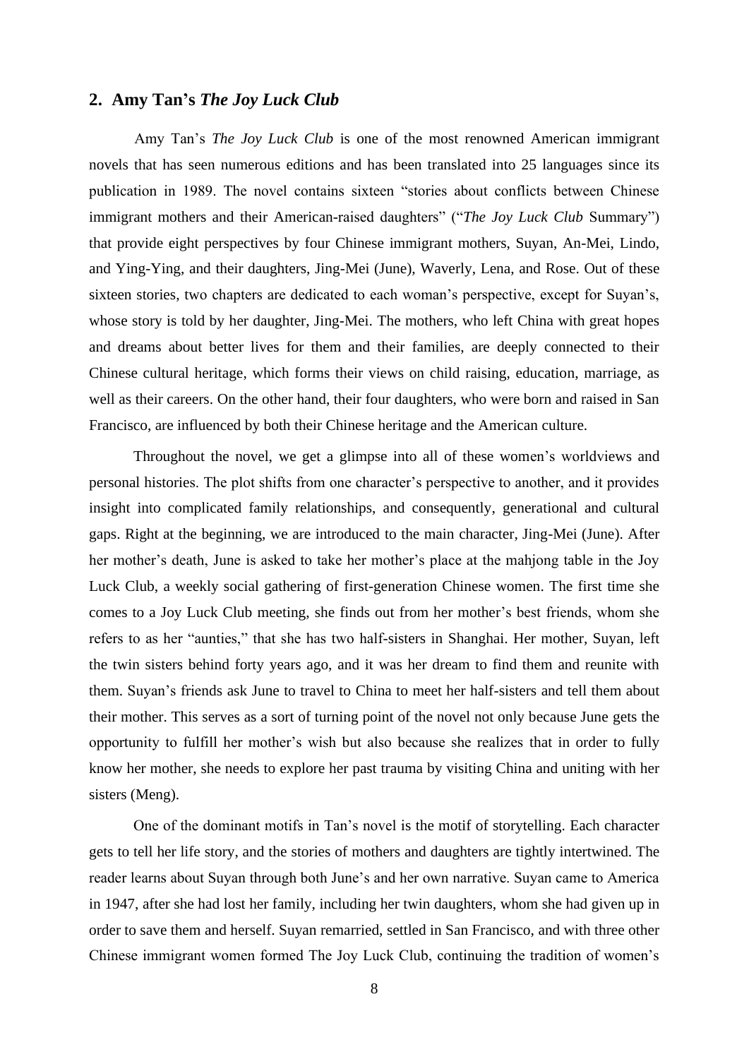## 2. Amy Tan's *The Joy Luck Club*

Amy Tan's *The Joy Luck Club* is one of the most renowned American immigrant novels that has seen numerous editions and has been translated into 25 languages since its publication in 1989. The novel contains sixteen "stories about conflicts between Chinese immigrant mothers and their American-raised daughters" ("*The Joy Luck Club* Summary") that provide eight perspectives by four Chinese immigrant mothers, Suyan, An-Mei, Lindo, and Ying-Ying, and their daughters, Jing-Mei (June), Waverly, Lena, and Rose. Out of these sixteen stories, two chapters are dedicated to each woman's perspective, except for Suyan's, whose story is told by her daughter, Jing-Mei. The mothers, who left China with great hopes and dreams about better lives for them and their families, are deeply connected to their Chinese cultural heritage, which forms their views on child raising, education, marriage, as well as their careers. On the other hand, their four daughters, who were born and raised in San Francisco, are influenced by both their Chinese heritage and the American culture.

Throughout the novel, we get a glimpse into all of these women's worldviews and personal histories. The plot shifts from one character's perspective to another, and it provides insight into complicated family relationships, and consequently, generational and cultural gaps. Right at the beginning, we are introduced to the main character, Jing-Mei (June). After her mother's death, June is asked to take her mother's place at the mahjong table in the Joy Luck Club, a weekly social gathering of first-generation Chinese women. The first time she comes to a Joy Luck Club meeting, she finds out from her mother's best friends, whom she refers to as her "aunties," that she has two half-sisters in Shanghai. Her mother, Suyan, left the twin sisters behind forty years ago, and it was her dream to find them and reunite with them. Suyan's friends ask June to travel to China to meet her half-sisters and tell them about their mother. This serves as a sort of turning point of the novel not only because June gets the opportunity to fulfill her mother's wish but also because she realizes that in order to fully know her mother, she needs to explore her past trauma by visiting China and uniting with her sisters (Meng).

One of the dominant motifs in Tan's novel is the motif of storytelling. Each character gets to tell her life story, and the stories of mothers and daughters are tightly intertwined. The reader learns about Suyan through both June's and her own narrative. Suyan came to America in 1947, after she had lost her family, including her twin daughters, whom she had given up in order to save them and herself. Suyan remarried, settled in San Francisco, and with three other Chinese immigrant women formed The Joy Luck Club, continuing the tradition of women's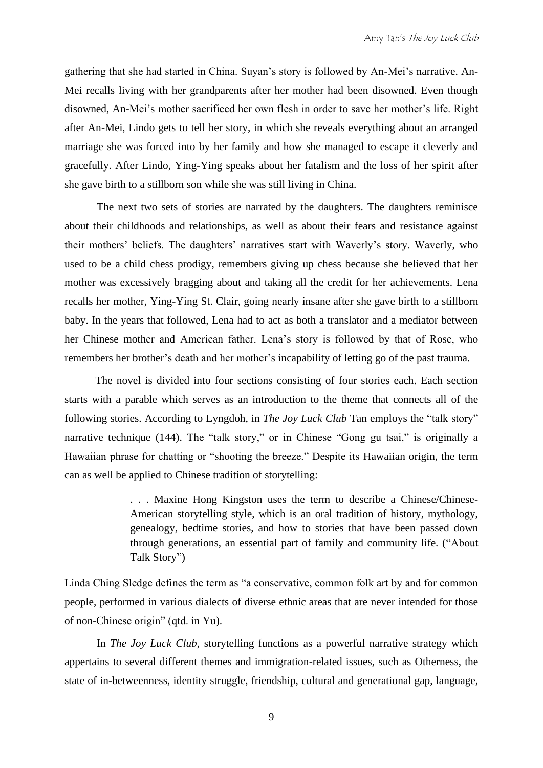gathering that she had started in China. Suyan's story is followed by An-Mei's narrative. An-Mei recalls living with her grandparents after her mother had been disowned. Even though disowned, An-Mei's mother sacrificed her own flesh in order to save her mother's life. Right after An-Mei, Lindo gets to tell her story, in which she reveals everything about an arranged marriage she was forced into by her family and how she managed to escape it cleverly and gracefully. After Lindo, Ying-Ying speaks about her fatalism and the loss of her spirit after she gave birth to a stillborn son while she was still living in China.

The next two sets of stories are narrated by the daughters. The daughters reminisce about their childhoods and relationships, as well as about their fears and resistance against their mothers' beliefs. The daughters' narratives start with Waverly's story. Waverly, who used to be a child chess prodigy, remembers giving up chess because she believed that her mother was excessively bragging about and taking all the credit for her achievements. Lena recalls her mother, Ying-Ying St. Clair, going nearly insane after she gave birth to a stillborn baby. In the years that followed, Lena had to act as both a translator and a mediator between her Chinese mother and American father. Lena's story is followed by that of Rose, who remembers her brother's death and her mother's incapability of letting go of the past trauma.

The novel is divided into four sections consisting of four stories each. Each section starts with a parable which serves as an introduction to the theme that connects all of the following stories. According to Lyngdoh, in *The Joy Luck Club* Tan employs the "talk story" narrative technique (144). The "talk story," or in Chinese "Gong gu tsai," is originally a Hawaiian phrase for chatting or "shooting the breeze." Despite its Hawaiian origin, the term can as well be applied to Chinese tradition of storytelling:

> . . . Maxine Hong Kingston uses the term to describe a Chinese/Chinese-American storytelling style, which is an oral tradition of history, mythology, genealogy, bedtime stories, and how to stories that have been passed down through generations, an essential part of family and community life. ("About Talk Story")

Linda Ching Sledge defines the term as "a conservative, common folk art by and for common people, performed in various dialects of diverse ethnic areas that are never intended for those of non-Chinese origin" (qtd. in Yu).

In *The Joy Luck Club*, storytelling functions as a powerful narrative strategy which appertains to several different themes and immigration-related issues, such as Otherness, the state of in-betweenness, identity struggle, friendship, cultural and generational gap, language,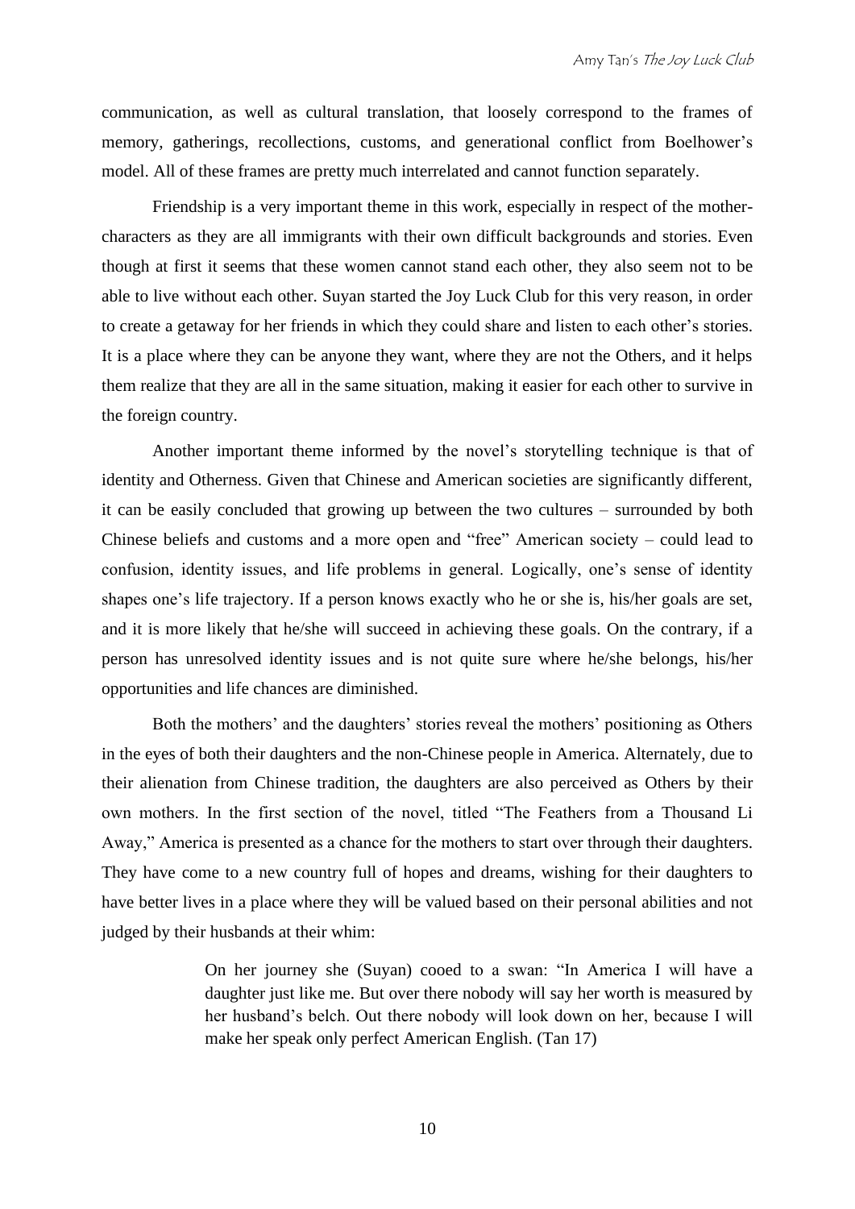communication, as well as cultural translation, that loosely correspond to the frames of memory, gatherings, recollections, customs, and generational conflict from Boelhower's model. All of these frames are pretty much interrelated and cannot function separately.

Friendship is a very important theme in this work, especially in respect of the mother-characters as they are all immigrants with their own difficult backgrounds and stories. Even though at first it seems that these women cannot stand each other, they also seem not to be able to live without each other. Suyan started the Joy Luck Club for this very reason, in order to create a getaway for her friends in which they could share and listen to each other's stories. It is a place where they can be anyone they want, where they are not the Others, and it helps them realize that they are all in the same situation, making it easier for each other to survive in the foreign country.

Another important theme informed by the novel's storytelling technique is that of identity and Otherness. Given that Chinese and American societies are significantly different, it can be easily concluded that growing up between the two cultures – surrounded by both Chinese beliefs and customs and a more open and "free" American society – could lead to confusion, identity issues, and life problems in general. Logically, one's sense of identity shapes one's life trajectory. If a person knows exactly who he or she is, his/her goals are set, and it is more likely that he/she will succeed in achieving these goals. On the contrary, if a person has unresolved identity issues and is not quite sure where he/she belongs, his/her opportunities and life chances are diminished.

Both the mothers' and the daughters' stories reveal the mothers' positioning as Others in the eyes of both their daughters and the non-Chinese people in America. Alternately, due to their alienation from Chinese tradition, the daughters are also perceived as Others by their own mothers. In the first section of the novel, titled "The Feathers from a Thousand Li Away," America is presented as a chance for the mothers to start over through their daughters. They have come to a new country full of hopes and dreams, wishing for their daughters to have better lives in a place where they will be valued based on their personal abilities and not judged by their husbands at their whim:

> On her journey she (Suyan) cooed to a swan: "In America I will have a daughter just like me. But over there nobody will say her worth is measured by her husband's belch. Out there nobody will look down on her, because I will make her speak only perfect American English. (Tan 17)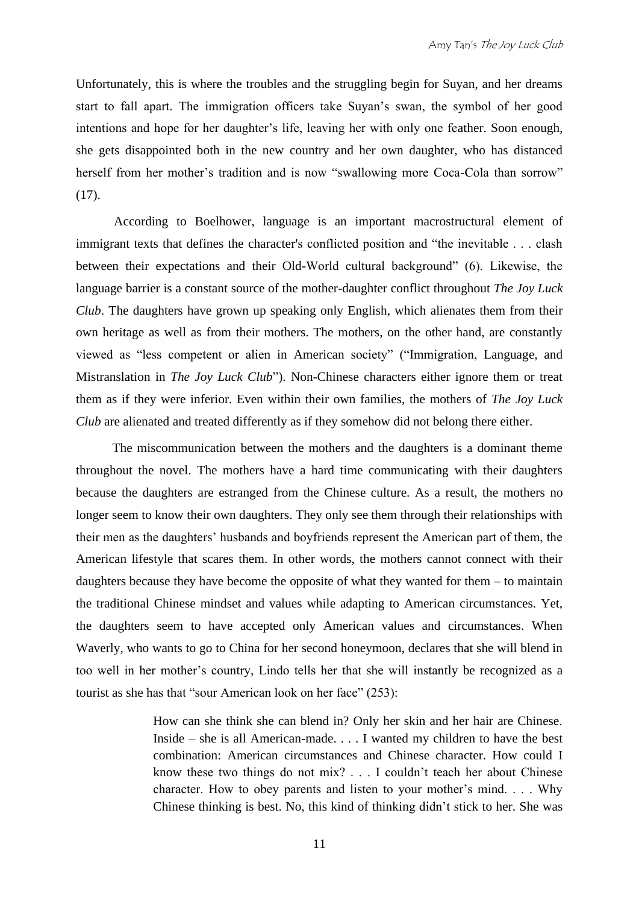Unfortunately, this is where the troubles and the struggling begin for Suyan, and her dreams start to fall apart. The immigration officers take Suyan's swan, the symbol of her good intentions and hope for her daughter's life, leaving her with only one feather. Soon enough, she gets disappointed both in the new country and her own daughter, who has distanced herself from her mother's tradition and is now "swallowing more Coca-Cola than sorrow" (17).

According to Boelhower, language is an important macrostructural element of immigrant texts that defines the character's conflicted position and "the inevitable . . . clash between their expectations and their Old-World cultural background" (6). Likewise, the language barrier is a constant source of the mother-daughter conflict throughout *The Joy Luck Club*. The daughters have grown up speaking only English, which alienates them from their own heritage as well as from their mothers. The mothers, on the other hand, are constantly viewed as "less competent or alien in American society" ("Immigration, Language, and Mistranslation in *The Joy Luck Club*"). Non-Chinese characters either ignore them or treat them as if they were inferior. Even within their own families, the mothers of *The Joy Luck Club* are alienated and treated differently as if they somehow did not belong there either.

The miscommunication between the mothers and the daughters is a dominant theme throughout the novel. The mothers have a hard time communicating with their daughters because the daughters are estranged from the Chinese culture. As a result, the mothers no longer seem to know their own daughters. They only see them through their relationships with their men as the daughters' husbands and boyfriends represent the American part of them, the American lifestyle that scares them. In other words, the mothers cannot connect with their daughters because they have become the opposite of what they wanted for them – to maintain the traditional Chinese mindset and values while adapting to American circumstances. Yet, the daughters seem to have accepted only American values and circumstances. When Waverly, who wants to go to China for her second honeymoon, declares that she will blend in too well in her mother's country, Lindo tells her that she will instantly be recognized as a tourist as she has that "sour American look on her face" (253):

> How can she think she can blend in? Only her skin and her hair are Chinese. Inside – she is all American-made. . . . I wanted my children to have the best combination: American circumstances and Chinese character. How could I know these two things do not mix? . . . I couldn't teach her about Chinese character. How to obey parents and listen to your mother's mind. . . . Why Chinese thinking is best. No, this kind of thinking didn't stick to her. She was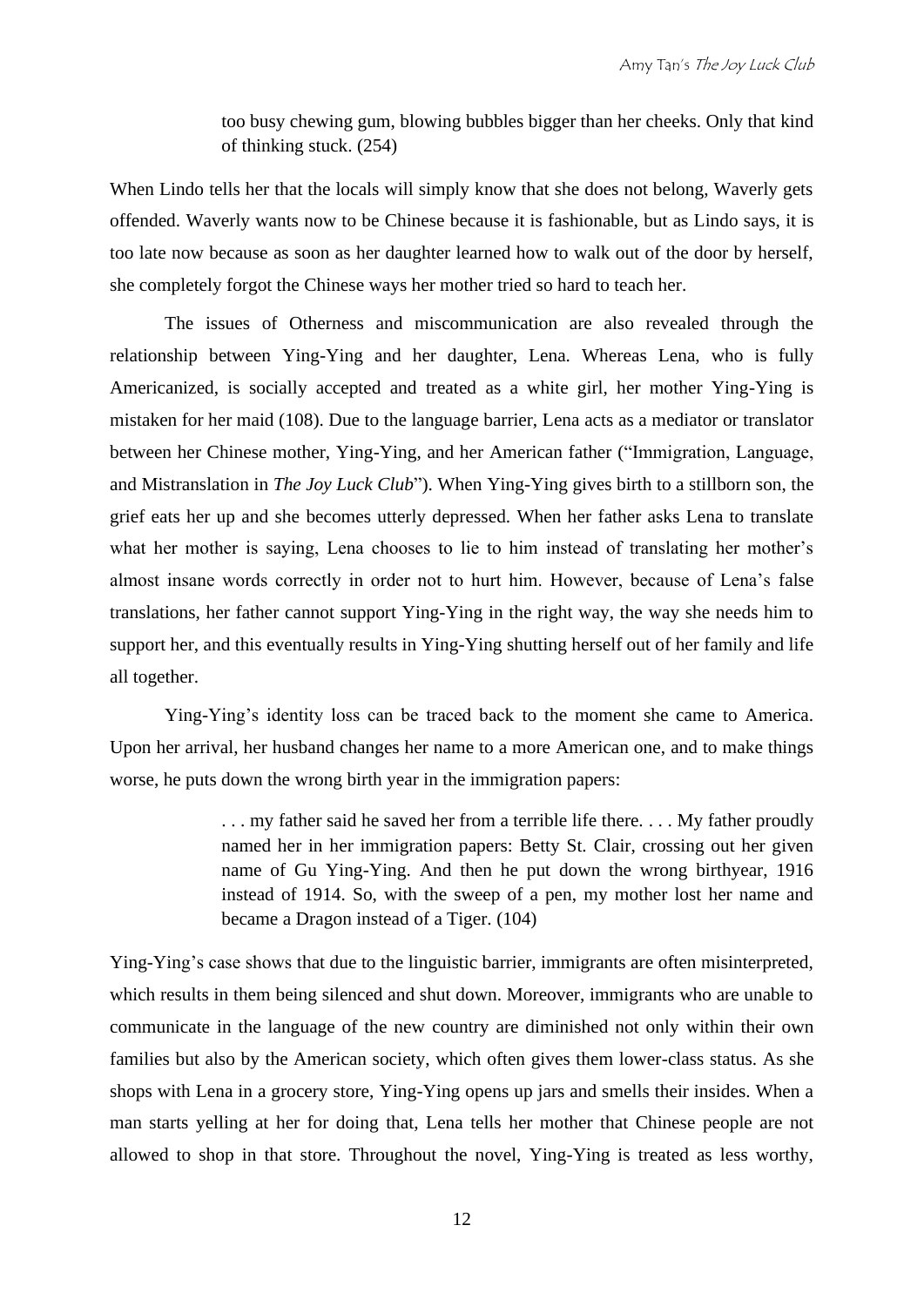> too busy chewing gum, blowing bubbles bigger than her cheeks. Only that kind of thinking stuck. (254)

When Lindo tells her that the locals will simply know that she does not belong, Waverly gets offended. Waverly wants now to be Chinese because it is fashionable, but as Lindo says, it is too late now because as soon as her daughter learned how to walk out of the door by herself, she completely forgot the Chinese ways her mother tried so hard to teach her.

The issues of Otherness and miscommunication are also revealed through the relationship between Ying-Ying and her daughter, Lena. Whereas Lena, who is fully Americanized, is socially accepted and treated as a white girl, her mother Ying-Ying is mistaken for her maid (108). Due to the language barrier, Lena acts as a mediator or translator between her Chinese mother, Ying-Ying, and her American father ("Immigration, Language, and Mistranslation in *The Joy Luck Club*"). When Ying-Ying gives birth to a stillborn son, the grief eats her up and she becomes utterly depressed. When her father asks Lena to translate what her mother is saying, Lena chooses to lie to him instead of translating her mother's almost insane words correctly in order not to hurt him. However, because of Lena's false translations, her father cannot support Ying-Ying in the right way, the way she needs him to support her, and this eventually results in Ying-Ying shutting herself out of her family and life all together.

Ying-Ying's identity loss can be traced back to the moment she came to America. Upon her arrival, her husband changes her name to a more American one, and to make things worse, he puts down the wrong birth year in the immigration papers:

> . . . my father said he saved her from a terrible life there. . . . My father proudly named her in her immigration papers: Betty St. Clair, crossing out her given name of Gu Ying-Ying. And then he put down the wrong birthyear, 1916 instead of 1914. So, with the sweep of a pen, my mother lost her name and became a Dragon instead of a Tiger. (104)

Ying-Ying's case shows that due to the linguistic barrier, immigrants are often misinterpreted, which results in them being silenced and shut down. Moreover, immigrants who are unable to communicate in the language of the new country are diminished not only within their own families but also by the American society, which often gives them lower-class status. As she shops with Lena in a grocery store, Ying-Ying opens up jars and smells their insides. When a man starts yelling at her for doing that, Lena tells her mother that Chinese people are not allowed to shop in that store. Throughout the novel, Ying-Ying is treated as less worthy,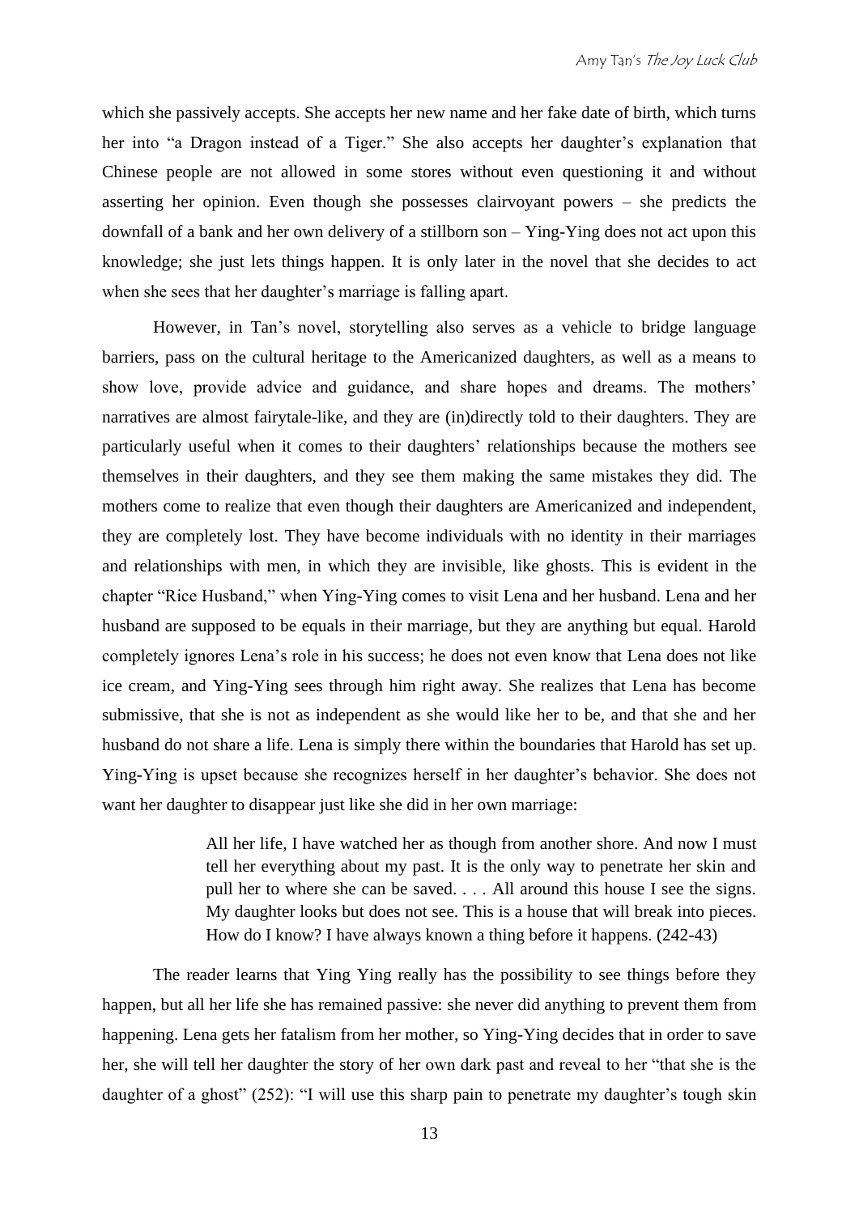which she passively accepts. She accepts her new name and her fake date of birth, which turns her into "a Dragon instead of a Tiger." She also accepts her daughter's explanation that Chinese people are not allowed in some stores without even questioning it and without asserting her opinion. Even though she possesses clairvoyant powers – she predicts the downfall of a bank and her own delivery of a stillborn son – Ying-Ying does not act upon this knowledge; she just lets things happen. It is only later in the novel that she decides to act when she sees that her daughter's marriage is falling apart.

However, in Tan's novel, storytelling also serves as a vehicle to bridge language barriers, pass on the cultural heritage to the Americanized daughters, as well as a means to show love, provide advice and guidance, and share hopes and dreams. The mothers' narratives are almost fairytale-like, and they are (in)directly told to their daughters. They are particularly useful when it comes to their daughters' relationships because the mothers see themselves in their daughters, and they see them making the same mistakes they did. The mothers come to realize that even though their daughters are Americanized and independent, they are completely lost. They have become individuals with no identity in their marriages and relationships with men, in which they are invisible, like ghosts. This is evident in the chapter "Rice Husband," when Ying-Ying comes to visit Lena and her husband. Lena and her husband are supposed to be equals in their marriage, but they are anything but equal. Harold completely ignores Lena's role in his success; he does not even know that Lena does not like ice cream, and Ying-Ying sees through him right away. She realizes that Lena has become submissive, that she is not as independent as she would like her to be, and that she and her husband do not share a life. Lena is simply there within the boundaries that Harold has set up. Ying-Ying is upset because she recognizes herself in her daughter's behavior. She does not want her daughter to disappear just like she did in her own marriage:

> All her life, I have watched her as though from another shore. And now I must tell her everything about my past. It is the only way to penetrate her skin and pull her to where she can be saved. . . . All around this house I see the signs. My daughter looks but does not see. This is a house that will break into pieces. How do I know? I have always known a thing before it happens. (242-43)

The reader learns that Ying Ying really has the possibility to see things before they happen, but all her life she has remained passive: she never did anything to prevent them from happening. Lena gets her fatalism from her mother, so Ying-Ying decides that in order to save her, she will tell her daughter the story of her own dark past and reveal to her "that she is the daughter of a ghost" (252): "I will use this sharp pain to penetrate my daughter's tough skin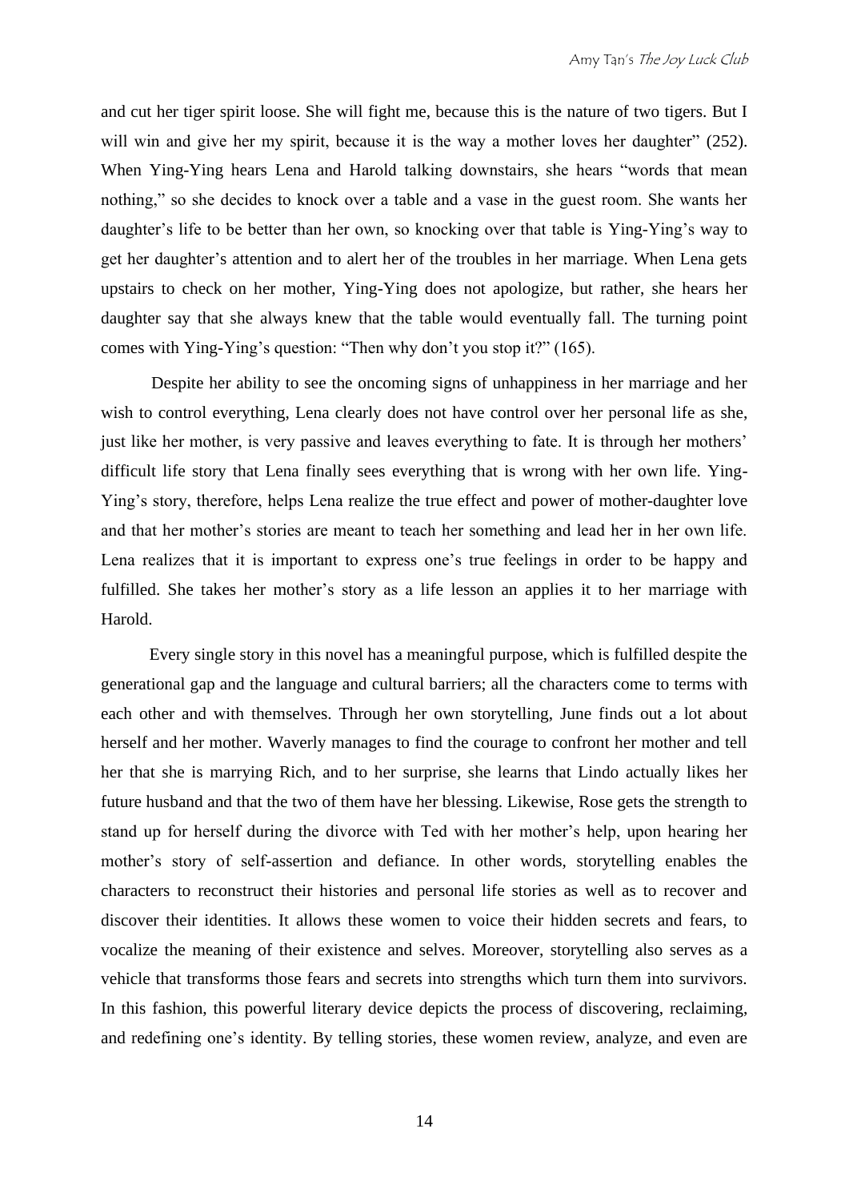and cut her tiger spirit loose. She will fight me, because this is the nature of two tigers. But I will win and give her my spirit, because it is the way a mother loves her daughter" (252). When Ying-Ying hears Lena and Harold talking downstairs, she hears "words that mean nothing," so she decides to knock over a table and a vase in the guest room. She wants her daughter's life to be better than her own, so knocking over that table is Ying-Ying's way to get her daughter's attention and to alert her of the troubles in her marriage. When Lena gets upstairs to check on her mother, Ying-Ying does not apologize, but rather, she hears her daughter say that she always knew that the table would eventually fall. The turning point comes with Ying-Ying's question: "Then why don't you stop it?" (165).

Despite her ability to see the oncoming signs of unhappiness in her marriage and her wish to control everything, Lena clearly does not have control over her personal life as she, just like her mother, is very passive and leaves everything to fate. It is through her mothers' difficult life story that Lena finally sees everything that is wrong with her own life. Ying-Ying's story, therefore, helps Lena realize the true effect and power of mother-daughter love and that her mother's stories are meant to teach her something and lead her in her own life. Lena realizes that it is important to express one's true feelings in order to be happy and fulfilled. She takes her mother's story as a life lesson an applies it to her marriage with Harold.

Every single story in this novel has a meaningful purpose, which is fulfilled despite the generational gap and the language and cultural barriers; all the characters come to terms with each other and with themselves. Through her own storytelling, June finds out a lot about herself and her mother. Waverly manages to find the courage to confront her mother and tell her that she is marrying Rich, and to her surprise, she learns that Lindo actually likes her future husband and that the two of them have her blessing. Likewise, Rose gets the strength to stand up for herself during the divorce with Ted with her mother's help, upon hearing her mother's story of self-assertion and defiance. In other words, storytelling enables the characters to reconstruct their histories and personal life stories as well as to recover and discover their identities. It allows these women to voice their hidden secrets and fears, to vocalize the meaning of their existence and selves. Moreover, storytelling also serves as a vehicle that transforms those fears and secrets into strengths which turn them into survivors. In this fashion, this powerful literary device depicts the process of discovering, reclaiming, and redefining one's identity. By telling stories, these women review, analyze, and even are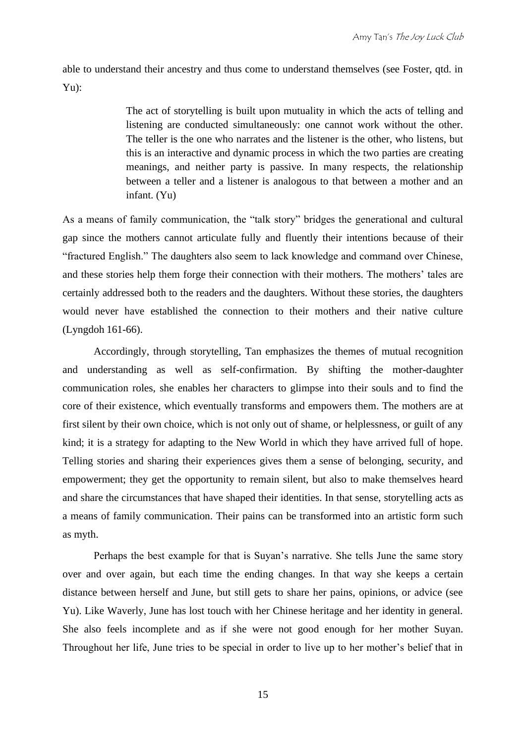able to understand their ancestry and thus come to understand themselves (see Foster, qtd. in Yu):

> The act of storytelling is built upon mutuality in which the acts of telling and listening are conducted simultaneously: one cannot work without the other. The teller is the one who narrates and the listener is the other, who listens, but this is an interactive and dynamic process in which the two parties are creating meanings, and neither party is passive. In many respects, the relationship between a teller and a listener is analogous to that between a mother and an infant. (Yu)

As a means of family communication, the "talk story" bridges the generational and cultural gap since the mothers cannot articulate fully and fluently their intentions because of their "fractured English." The daughters also seem to lack knowledge and command over Chinese, and these stories help them forge their connection with their mothers. The mothers' tales are certainly addressed both to the readers and the daughters. Without these stories, the daughters would never have established the connection to their mothers and their native culture (Lyngdoh 161-66).

Accordingly, through storytelling, Tan emphasizes the themes of mutual recognition and understanding as well as self-confirmation. By shifting the mother-daughter communication roles, she enables her characters to glimpse into their souls and to find the core of their existence, which eventually transforms and empowers them. The mothers are at first silent by their own choice, which is not only out of shame, or helplessness, or guilt of any kind; it is a strategy for adapting to the New World in which they have arrived full of hope. Telling stories and sharing their experiences gives them a sense of belonging, security, and empowerment; they get the opportunity to remain silent, but also to make themselves heard and share the circumstances that have shaped their identities. In that sense, storytelling acts as a means of family communication. Their pains can be transformed into an artistic form such as myth.

Perhaps the best example for that is Suyan's narrative. She tells June the same story over and over again, but each time the ending changes. In that way she keeps a certain distance between herself and June, but still gets to share her pains, opinions, or advice (see Yu). Like Waverly, June has lost touch with her Chinese heritage and her identity in general. She also feels incomplete and as if she were not good enough for her mother Suyan. Throughout her life, June tries to be special in order to live up to her mother's belief that in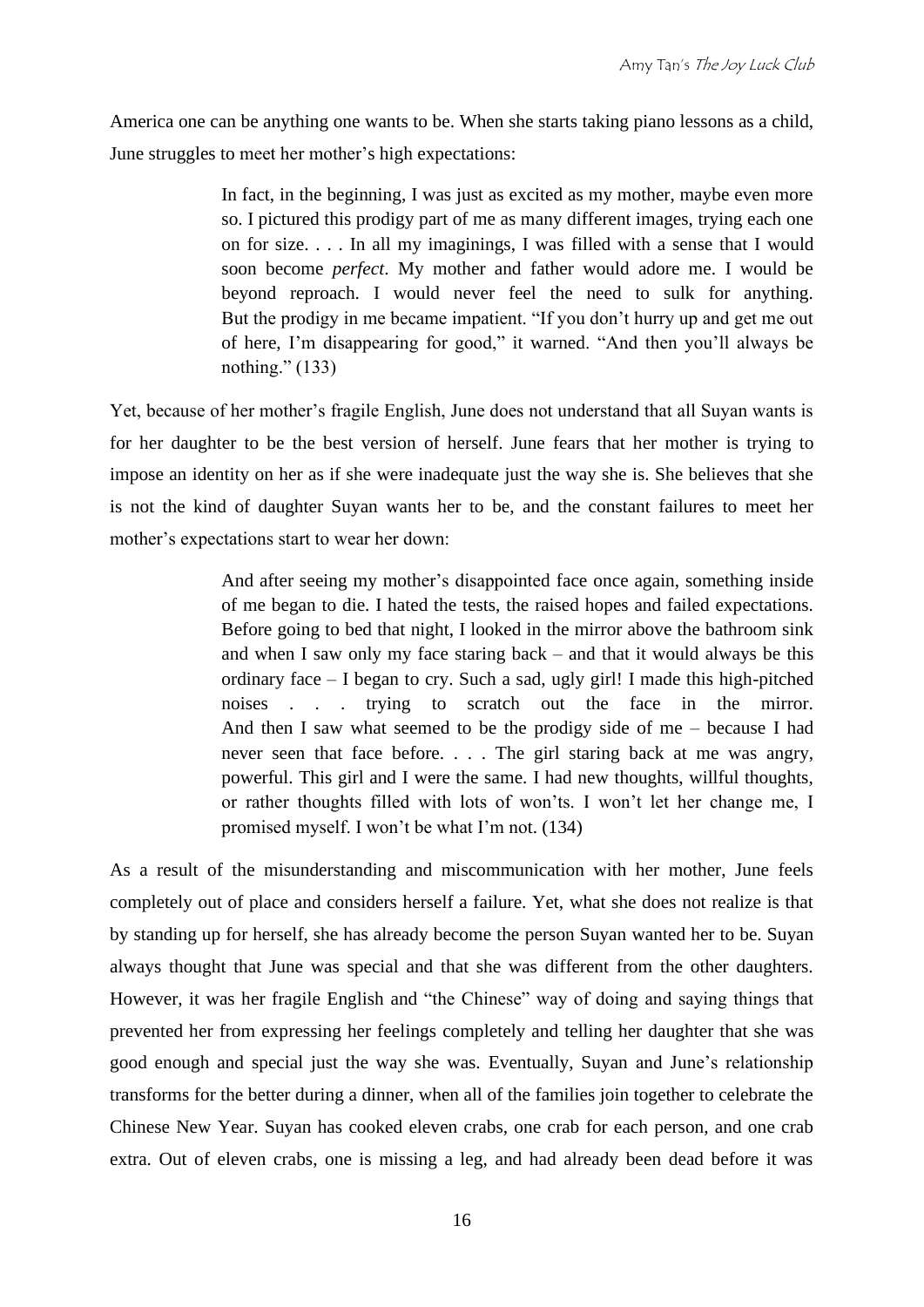America one can be anything one wants to be. When she starts taking piano lessons as a child, June struggles to meet her mother's high expectations:

> In fact, in the beginning, I was just as excited as my mother, maybe even more so. I pictured this prodigy part of me as many different images, trying each one on for size. . . . In all my imaginings, I was filled with a sense that I would soon become *perfect*. My mother and father would adore me. I would be beyond reproach. I would never feel the need to sulk for anything. But the prodigy in me became impatient. "If you don't hurry up and get me out of here, I'm disappearing for good," it warned. "And then you'll always be nothing." (133)

Yet, because of her mother's fragile English, June does not understand that all Suyan wants is for her daughter to be the best version of herself. June fears that her mother is trying to impose an identity on her as if she were inadequate just the way she is. She believes that she is not the kind of daughter Suyan wants her to be, and the constant failures to meet her mother's expectations start to wear her down:

> And after seeing my mother's disappointed face once again, something inside of me began to die. I hated the tests, the raised hopes and failed expectations. Before going to bed that night, I looked in the mirror above the bathroom sink and when I saw only my face staring back – and that it would always be this ordinary face – I began to cry. Such a sad, ugly girl! I made this high-pitched noises . . . trying to scratch out the face in the mirror. And then I saw what seemed to be the prodigy side of me – because I had never seen that face before. . . . The girl staring back at me was angry, powerful. This girl and I were the same. I had new thoughts, willful thoughts, or rather thoughts filled with lots of won'ts. I won't let her change me, I promised myself. I won't be what I'm not. (134)

As a result of the misunderstanding and miscommunication with her mother, June feels completely out of place and considers herself a failure. Yet, what she does not realize is that by standing up for herself, she has already become the person Suyan wanted her to be. Suyan always thought that June was special and that she was different from the other daughters. However, it was her fragile English and "the Chinese" way of doing and saying things that prevented her from expressing her feelings completely and telling her daughter that she was good enough and special just the way she was. Eventually, Suyan and June's relationship transforms for the better during a dinner, when all of the families join together to celebrate the Chinese New Year. Suyan has cooked eleven crabs, one crab for each person, and one crab extra. Out of eleven crabs, one is missing a leg, and had already been dead before it was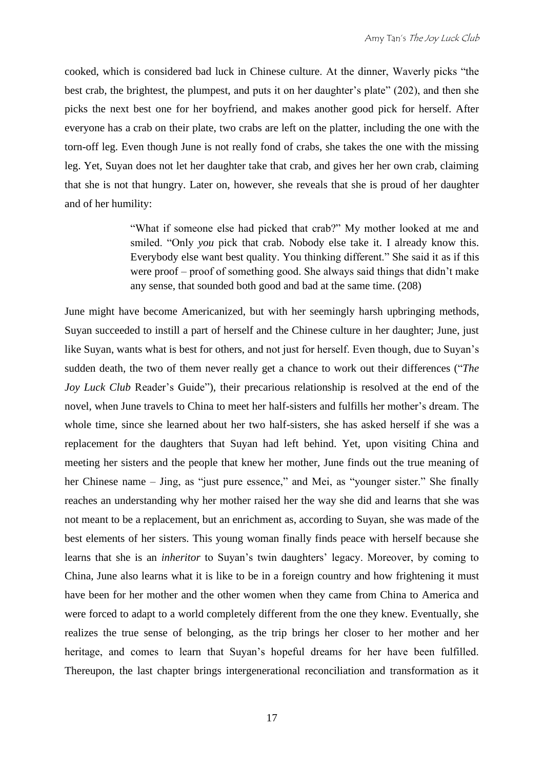cooked, which is considered bad luck in Chinese culture. At the dinner, Waverly picks "the best crab, the brightest, the plumpest, and puts it on her daughter's plate" (202), and then she picks the next best one for her boyfriend, and makes another good pick for herself. After everyone has a crab on their plate, two crabs are left on the platter, including the one with the torn-off leg. Even though June is not really fond of crabs, she takes the one with the missing leg. Yet, Suyan does not let her daughter take that crab, and gives her her own crab, claiming that she is not that hungry. Later on, however, she reveals that she is proud of her daughter and of her humility:

> "What if someone else had picked that crab?" My mother looked at me and smiled. "Only *you* pick that crab. Nobody else take it. I already know this. Everybody else want best quality. You thinking different." She said it as if this were proof – proof of something good. She always said things that didn't make any sense, that sounded both good and bad at the same time. (208)

June might have become Americanized, but with her seemingly harsh upbringing methods, Suyan succeeded to instill a part of herself and the Chinese culture in her daughter; June, just like Suyan, wants what is best for others, and not just for herself. Even though, due to Suyan's sudden death, the two of them never really get a chance to work out their differences ("*The Joy Luck Club* Reader's Guide"), their precarious relationship is resolved at the end of the novel, when June travels to China to meet her half-sisters and fulfills her mother's dream. The whole time, since she learned about her two half-sisters, she has asked herself if she was a replacement for the daughters that Suyan had left behind. Yet, upon visiting China and meeting her sisters and the people that knew her mother, June finds out the true meaning of her Chinese name – Jing, as "just pure essence," and Mei, as "younger sister." She finally reaches an understanding why her mother raised her the way she did and learns that she was not meant to be a replacement, but an enrichment as, according to Suyan, she was made of the best elements of her sisters. This young woman finally finds peace with herself because she learns that she is an *inheritor* to Suyan's twin daughters' legacy. Moreover, by coming to China, June also learns what it is like to be in a foreign country and how frightening it must have been for her mother and the other women when they came from China to America and were forced to adapt to a world completely different from the one they knew. Eventually, she realizes the true sense of belonging, as the trip brings her closer to her mother and her heritage, and comes to learn that Suyan's hopeful dreams for her have been fulfilled. Thereupon, the last chapter brings intergenerational reconciliation and transformation as it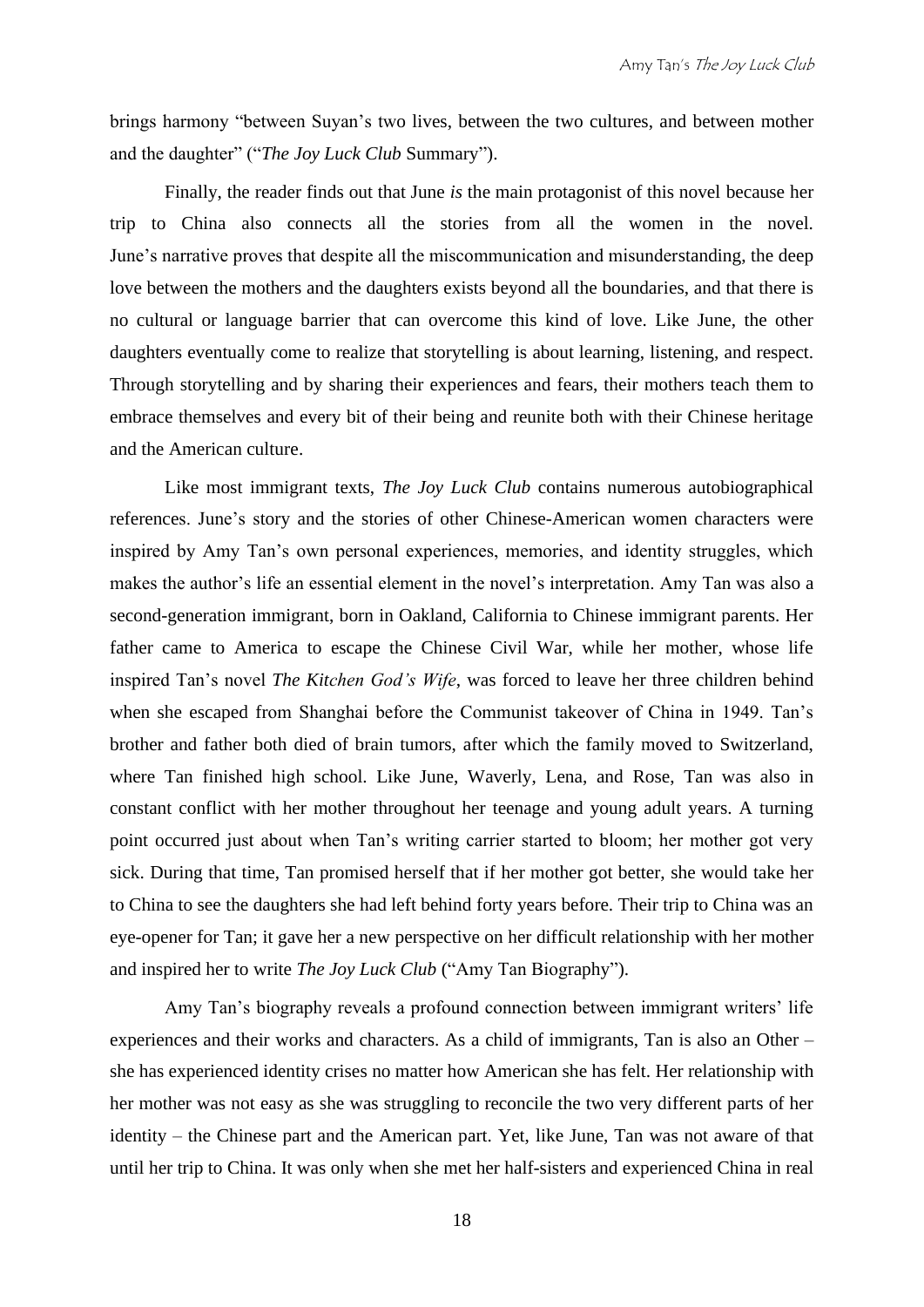brings harmony "between Suyan's two lives, between the two cultures, and between mother and the daughter" ("*The Joy Luck Club* Summary").

Finally, the reader finds out that June *is* the main protagonist of this novel because her trip to China also connects all the stories from all the women in the novel. June's narrative proves that despite all the miscommunication and misunderstanding, the deep love between the mothers and the daughters exists beyond all the boundaries, and that there is no cultural or language barrier that can overcome this kind of love. Like June, the other daughters eventually come to realize that storytelling is about learning, listening, and respect. Through storytelling and by sharing their experiences and fears, their mothers teach them to embrace themselves and every bit of their being and reunite both with their Chinese heritage and the American culture.

Like most immigrant texts, *The Joy Luck Club* contains numerous autobiographical references. June's story and the stories of other Chinese-American women characters were inspired by Amy Tan's own personal experiences, memories, and identity struggles, which makes the author's life an essential element in the novel's interpretation. Amy Tan was also a second-generation immigrant, born in Oakland, California to Chinese immigrant parents. Her father came to America to escape the Chinese Civil War, while her mother, whose life inspired Tan's novel *The Kitchen God's Wife*, was forced to leave her three children behind when she escaped from Shanghai before the Communist takeover of China in 1949. Tan's brother and father both died of brain tumors, after which the family moved to Switzerland, where Tan finished high school. Like June, Waverly, Lena, and Rose, Tan was also in constant conflict with her mother throughout her teenage and young adult years. A turning point occurred just about when Tan's writing carrier started to bloom; her mother got very sick. During that time, Tan promised herself that if her mother got better, she would take her to China to see the daughters she had left behind forty years before. Their trip to China was an eye-opener for Tan; it gave her a new perspective on her difficult relationship with her mother and inspired her to write *The Joy Luck Club* ("Amy Tan Biography").

Amy Tan's biography reveals a profound connection between immigrant writers' life experiences and their works and characters. As a child of immigrants, Tan is also an Other – she has experienced identity crises no matter how American she has felt. Her relationship with her mother was not easy as she was struggling to reconcile the two very different parts of her identity – the Chinese part and the American part. Yet, like June, Tan was not aware of that until her trip to China. It was only when she met her half-sisters and experienced China in real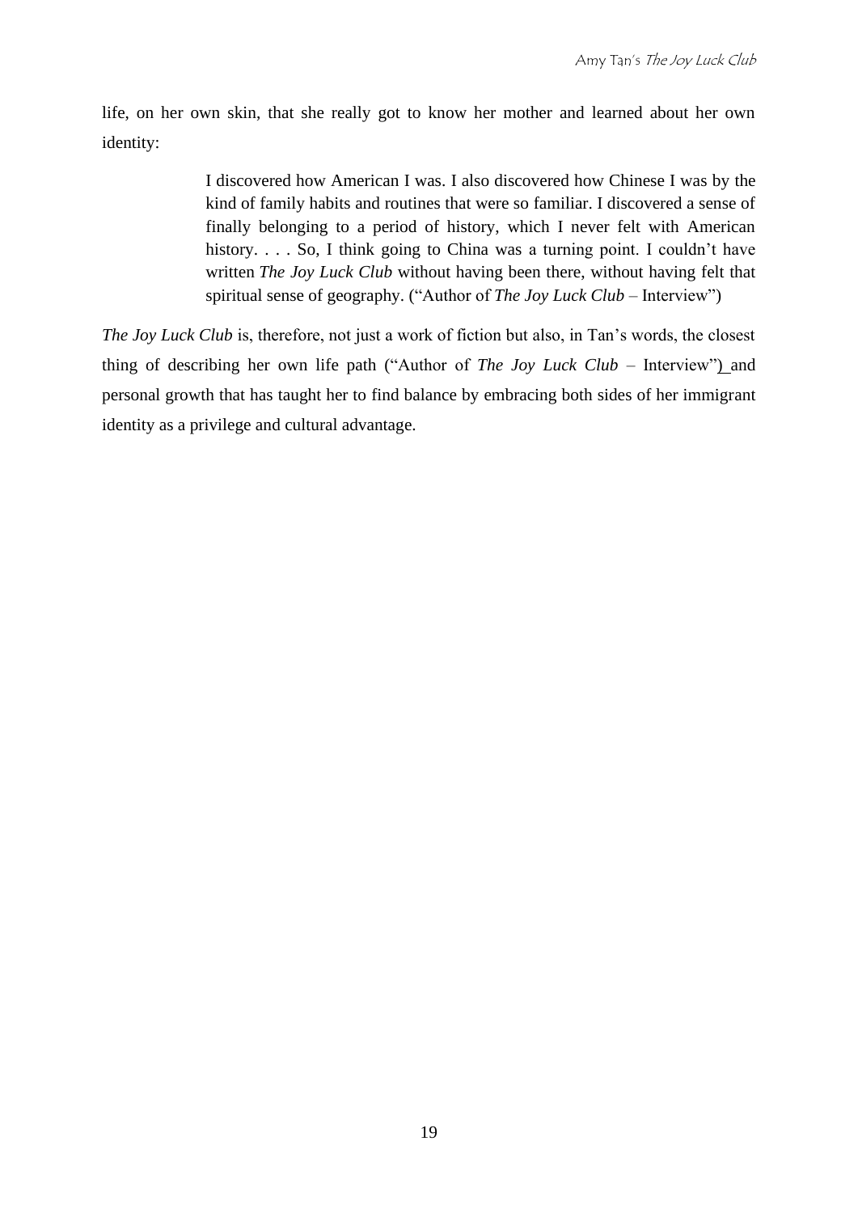life, on her own skin, that she really got to know her mother and learned about her own identity:

> I discovered how American I was. I also discovered how Chinese I was by the kind of family habits and routines that were so familiar. I discovered a sense of finally belonging to a period of history, which I never felt with American history. . . . So, I think going to China was a turning point. I couldn't have written *The Joy Luck Club* without having been there, without having felt that spiritual sense of geography. ("Author of *The Joy Luck Club* – Interview")

*The Joy Luck Club* is, therefore, not just a work of fiction but also, in Tan's words, the closest thing of describing her own life path ("Author of *The Joy Luck Club* – Interview") and personal growth that has taught her to find balance by embracing both sides of her immigrant identity as a privilege and cultural advantage.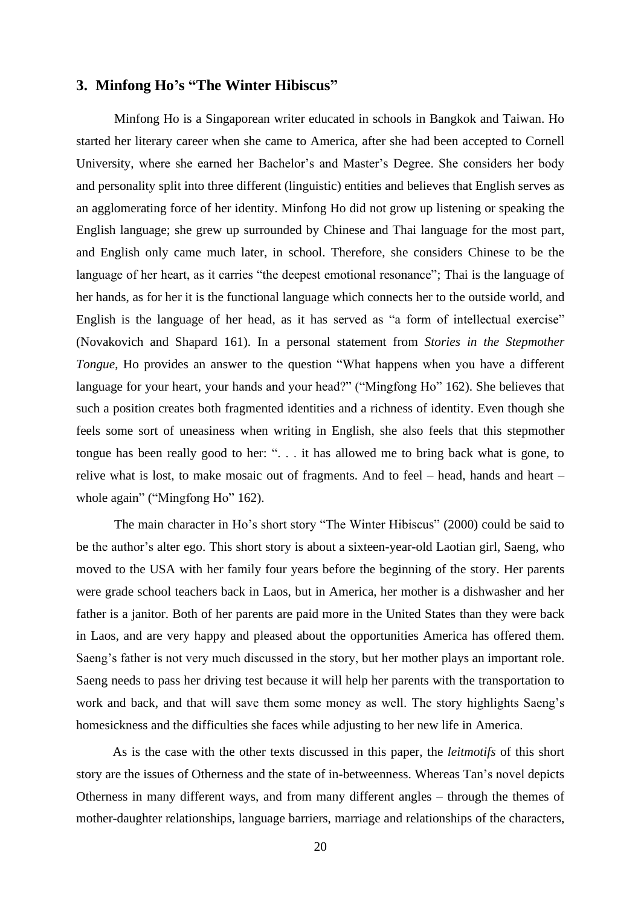## 3. Minfong Ho's "The Winter Hibiscus"

Minfong Ho is a Singaporean writer educated in schools in Bangkok and Taiwan. Ho started her literary career when she came to America, after she had been accepted to Cornell University, where she earned her Bachelor's and Master's Degree. She considers her body and personality split into three different (linguistic) entities and believes that English serves as an agglomerating force of her identity. Minfong Ho did not grow up listening or speaking the English language; she grew up surrounded by Chinese and Thai language for the most part, and English only came much later, in school. Therefore, she considers Chinese to be the language of her heart, as it carries "the deepest emotional resonance"; Thai is the language of her hands, as for her it is the functional language which connects her to the outside world, and English is the language of her head, as it has served as "a form of intellectual exercise" (Novakovich and Shapard 161). In a personal statement from *Stories in the Stepmother Tongue*, Ho provides an answer to the question "What happens when you have a different language for your heart, your hands and your head?" ("Mingfong Ho" 162). She believes that such a position creates both fragmented identities and a richness of identity. Even though she feels some sort of uneasiness when writing in English, she also feels that this stepmother tongue has been really good to her: ". . . it has allowed me to bring back what is gone, to relive what is lost, to make mosaic out of fragments. And to feel – head, hands and heart – whole again" ("Mingfong Ho" 162).

The main character in Ho's short story "The Winter Hibiscus" (2000) could be said to be the author's alter ego. This short story is about a sixteen-year-old Laotian girl, Saeng, who moved to the USA with her family four years before the beginning of the story. Her parents were grade school teachers back in Laos, but in America, her mother is a dishwasher and her father is a janitor. Both of her parents are paid more in the United States than they were back in Laos, and are very happy and pleased about the opportunities America has offered them. Saeng's father is not very much discussed in the story, but her mother plays an important role. Saeng needs to pass her driving test because it will help her parents with the transportation to work and back, and that will save them some money as well. The story highlights Saeng's homesickness and the difficulties she faces while adjusting to her new life in America.

As is the case with the other texts discussed in this paper, the *leitmotifs* of this short story are the issues of Otherness and the state of in-betweenness. Whereas Tan's novel depicts Otherness in many different ways, and from many different angles – through the themes of mother-daughter relationships, language barriers, marriage and relationships of the characters,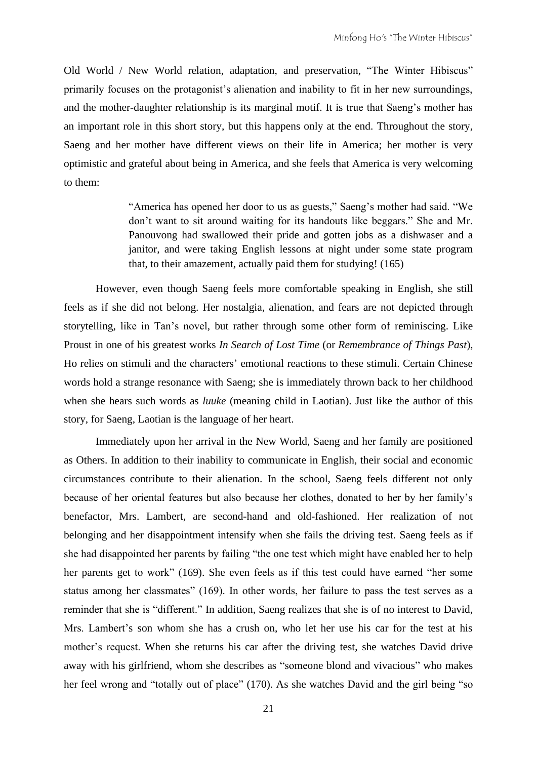Old World / New World relation, adaptation, and preservation, "The Winter Hibiscus" primarily focuses on the protagonist's alienation and inability to fit in her new surroundings, and the mother-daughter relationship is its marginal motif. It is true that Saeng's mother has an important role in this short story, but this happens only at the end. Throughout the story, Saeng and her mother have different views on their life in America; her mother is very optimistic and grateful about being in America, and she feels that America is very welcoming to them:

> "America has opened her door to us as guests," Saeng's mother had said. "We don't want to sit around waiting for its handouts like beggars." She and Mr. Panouvong had swallowed their pride and gotten jobs as a dishwaser and a janitor, and were taking English lessons at night under some state program that, to their amazement, actually paid them for studying! (165)

However, even though Saeng feels more comfortable speaking in English, she still feels as if she did not belong. Her nostalgia, alienation, and fears are not depicted through storytelling, like in Tan's novel, but rather through some other form of reminiscing. Like Proust in one of his greatest works *In Search of Lost Time* (or *Remembrance of Things Past*), Ho relies on stimuli and the characters' emotional reactions to these stimuli. Certain Chinese words hold a strange resonance with Saeng; she is immediately thrown back to her childhood when she hears such words as *luuke* (meaning child in Laotian). Just like the author of this story, for Saeng, Laotian is the language of her heart.

Immediately upon her arrival in the New World, Saeng and her family are positioned as Others. In addition to their inability to communicate in English, their social and economic circumstances contribute to their alienation. In the school, Saeng feels different not only because of her oriental features but also because her clothes, donated to her by her family's benefactor, Mrs. Lambert, are second-hand and old-fashioned. Her realization of not belonging and her disappointment intensify when she fails the driving test. Saeng feels as if she had disappointed her parents by failing "the one test which might have enabled her to help her parents get to work" (169). She even feels as if this test could have earned "her some status among her classmates" (169). In other words, her failure to pass the test serves as a reminder that she is "different." In addition, Saeng realizes that she is of no interest to David, Mrs. Lambert's son whom she has a crush on, who let her use his car for the test at his mother's request. When she returns his car after the driving test, she watches David drive away with his girlfriend, whom she describes as "someone blond and vivacious" who makes her feel wrong and "totally out of place" (170). As she watches David and the girl being "so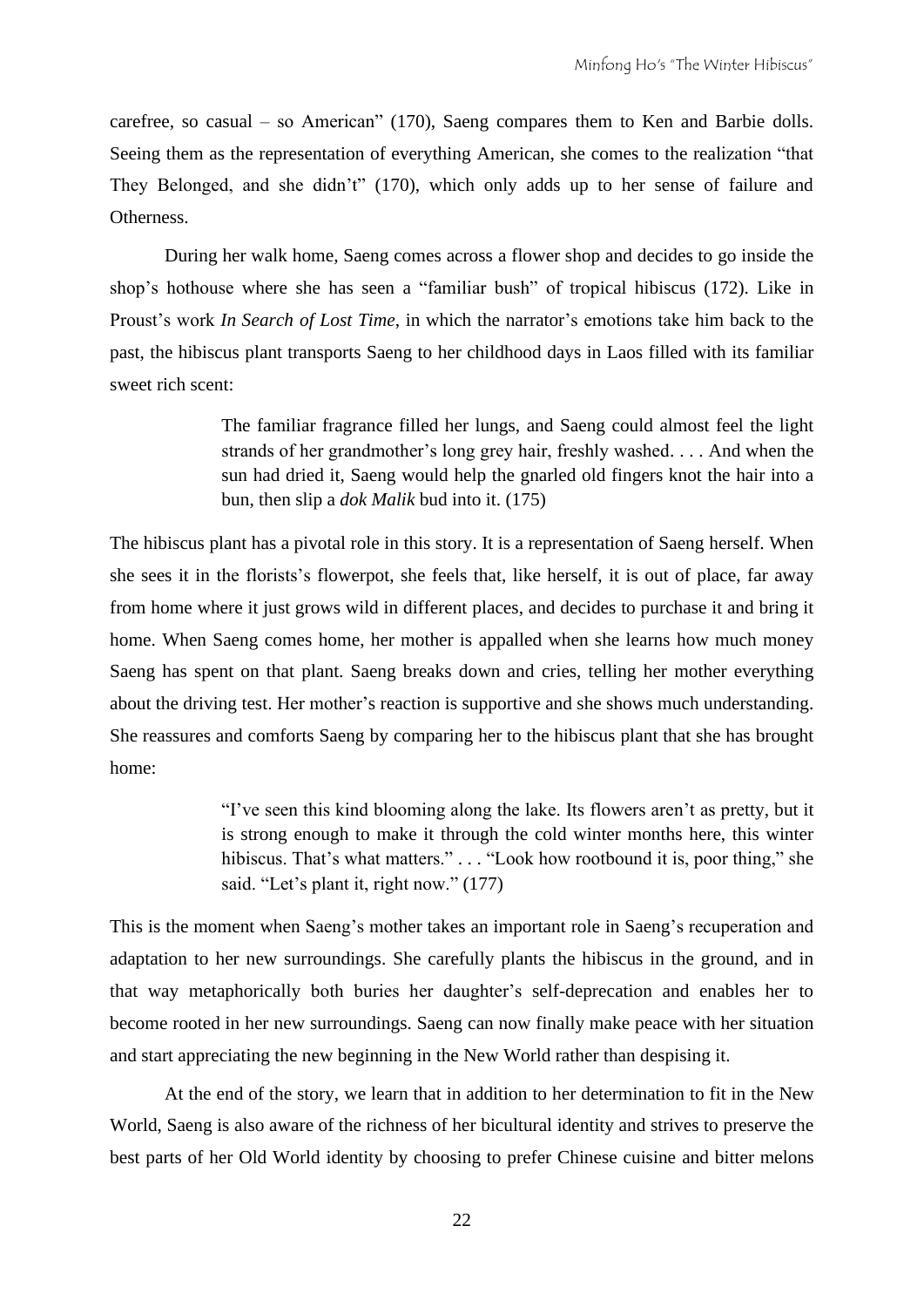carefree, so casual – so American" (170), Saeng compares them to Ken and Barbie dolls. Seeing them as the representation of everything American, she comes to the realization "that They Belonged, and she didn't" (170), which only adds up to her sense of failure and Otherness.

During her walk home, Saeng comes across a flower shop and decides to go inside the shop's hothouse where she has seen a "familiar bush" of tropical hibiscus (172). Like in Proust's work *In Search of Lost Time*, in which the narrator's emotions take him back to the past, the hibiscus plant transports Saeng to her childhood days in Laos filled with its familiar sweet rich scent:

> The familiar fragrance filled her lungs, and Saeng could almost feel the light strands of her grandmother's long grey hair, freshly washed. . . . And when the sun had dried it, Saeng would help the gnarled old fingers knot the hair into a bun, then slip a *dok Malik* bud into it. (175)

The hibiscus plant has a pivotal role in this story. It is a representation of Saeng herself. When she sees it in the florists's flowerpot, she feels that, like herself, it is out of place, far away from home where it just grows wild in different places, and decides to purchase it and bring it home. When Saeng comes home, her mother is appalled when she learns how much money Saeng has spent on that plant. Saeng breaks down and cries, telling her mother everything about the driving test. Her mother's reaction is supportive and she shows much understanding. She reassures and comforts Saeng by comparing her to the hibiscus plant that she has brought home:

> "I've seen this kind blooming along the lake. Its flowers aren't as pretty, but it is strong enough to make it through the cold winter months here, this winter hibiscus. That's what matters." . . . "Look how rootbound it is, poor thing," she said. "Let's plant it, right now." (177)

This is the moment when Saeng's mother takes an important role in Saeng's recuperation and adaptation to her new surroundings. She carefully plants the hibiscus in the ground, and in that way metaphorically both buries her daughter's self-deprecation and enables her to become rooted in her new surroundings. Saeng can now finally make peace with her situation and start appreciating the new beginning in the New World rather than despising it.

At the end of the story, we learn that in addition to her determination to fit in the New World, Saeng is also aware of the richness of her bicultural identity and strives to preserve the best parts of her Old World identity by choosing to prefer Chinese cuisine and bitter melons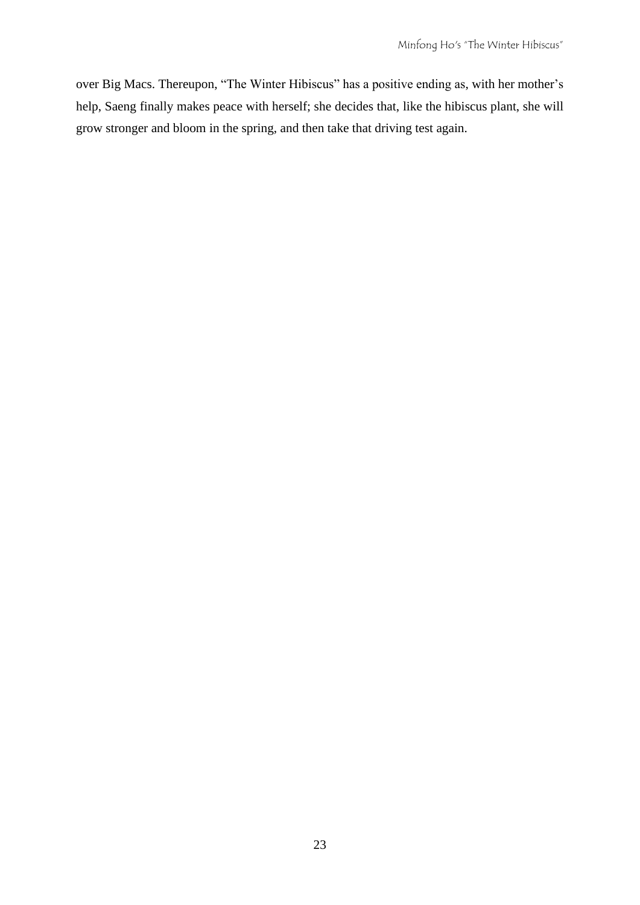over Big Macs. Thereupon, “The Winter Hibiscus” has a positive ending as, with her mother’s help, Saeng finally makes peace with herself; she decides that, like the hibiscus plant, she will grow stronger and bloom in the spring, and then take that driving test again.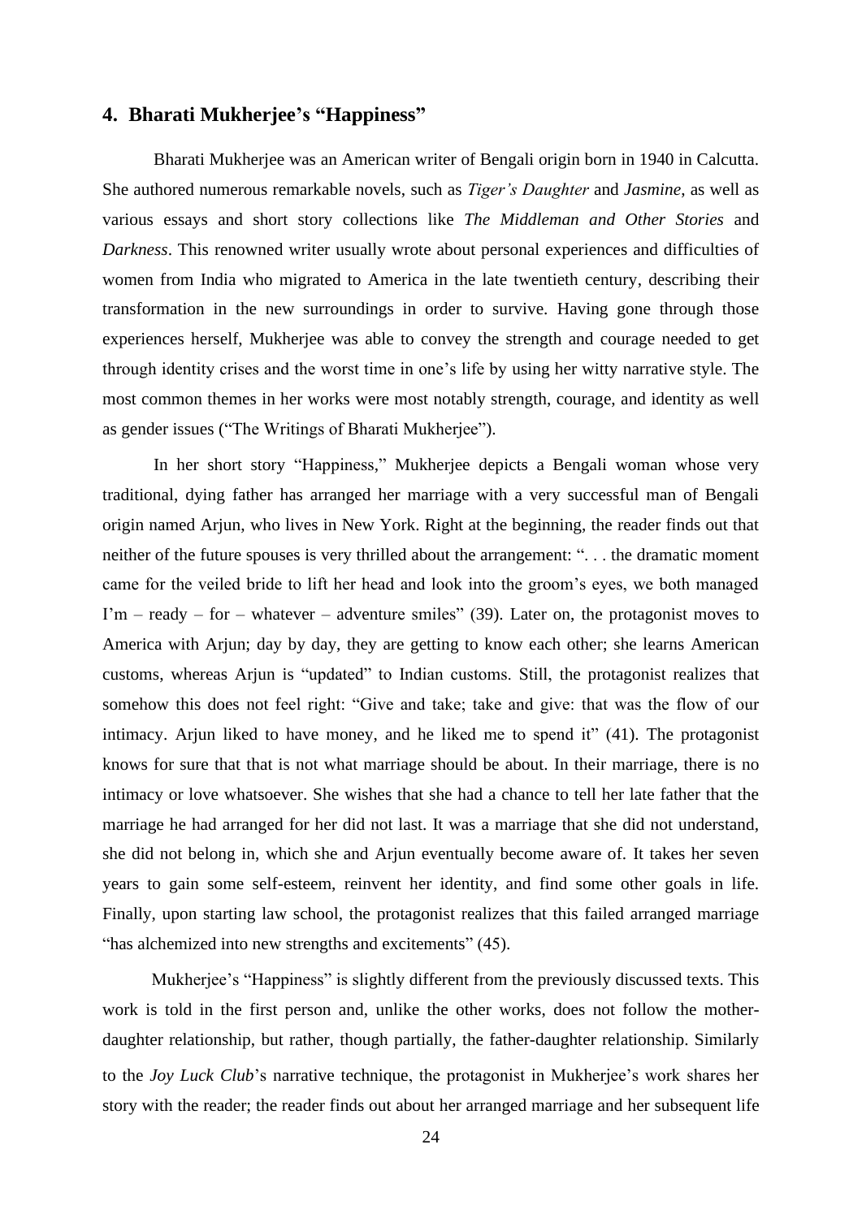## 4. Bharati Mukherjee's "Happiness"

Bharati Mukherjee was an American writer of Bengali origin born in 1940 in Calcutta. She authored numerous remarkable novels, such as *Tiger's Daughter* and *Jasmine,* as well as various essays and short story collections like *The Middleman and Other Stories* and *Darkness*. This renowned writer usually wrote about personal experiences and difficulties of women from India who migrated to America in the late twentieth century, describing their transformation in the new surroundings in order to survive. Having gone through those experiences herself, Mukherjee was able to convey the strength and courage needed to get through identity crises and the worst time in one's life by using her witty narrative style. The most common themes in her works were most notably strength, courage, and identity as well as gender issues ("The Writings of Bharati Mukherjee").

In her short story "Happiness," Mukherjee depicts a Bengali woman whose very traditional, dying father has arranged her marriage with a very successful man of Bengali origin named Arjun, who lives in New York. Right at the beginning, the reader finds out that neither of the future spouses is very thrilled about the arrangement: ". . . the dramatic moment came for the veiled bride to lift her head and look into the groom's eyes, we both managed I'm – ready – for – whatever – adventure smiles" (39). Later on, the protagonist moves to America with Arjun; day by day, they are getting to know each other; she learns American customs, whereas Arjun is "updated" to Indian customs. Still, the protagonist realizes that somehow this does not feel right: "Give and take; take and give: that was the flow of our intimacy. Arjun liked to have money, and he liked me to spend it" (41). The protagonist knows for sure that that is not what marriage should be about. In their marriage, there is no intimacy or love whatsoever. She wishes that she had a chance to tell her late father that the marriage he had arranged for her did not last. It was a marriage that she did not understand, she did not belong in, which she and Arjun eventually become aware of. It takes her seven years to gain some self-esteem, reinvent her identity, and find some other goals in life. Finally, upon starting law school, the protagonist realizes that this failed arranged marriage "has alchemized into new strengths and excitements" (45).

Mukherjee's "Happiness" is slightly different from the previously discussed texts. This work is told in the first person and, unlike the other works, does not follow the mother-daughter relationship, but rather, though partially, the father-daughter relationship. Similarly to the *Joy Luck Club*'s narrative technique, the protagonist in Mukherjee's work shares her story with the reader; the reader finds out about her arranged marriage and her subsequent life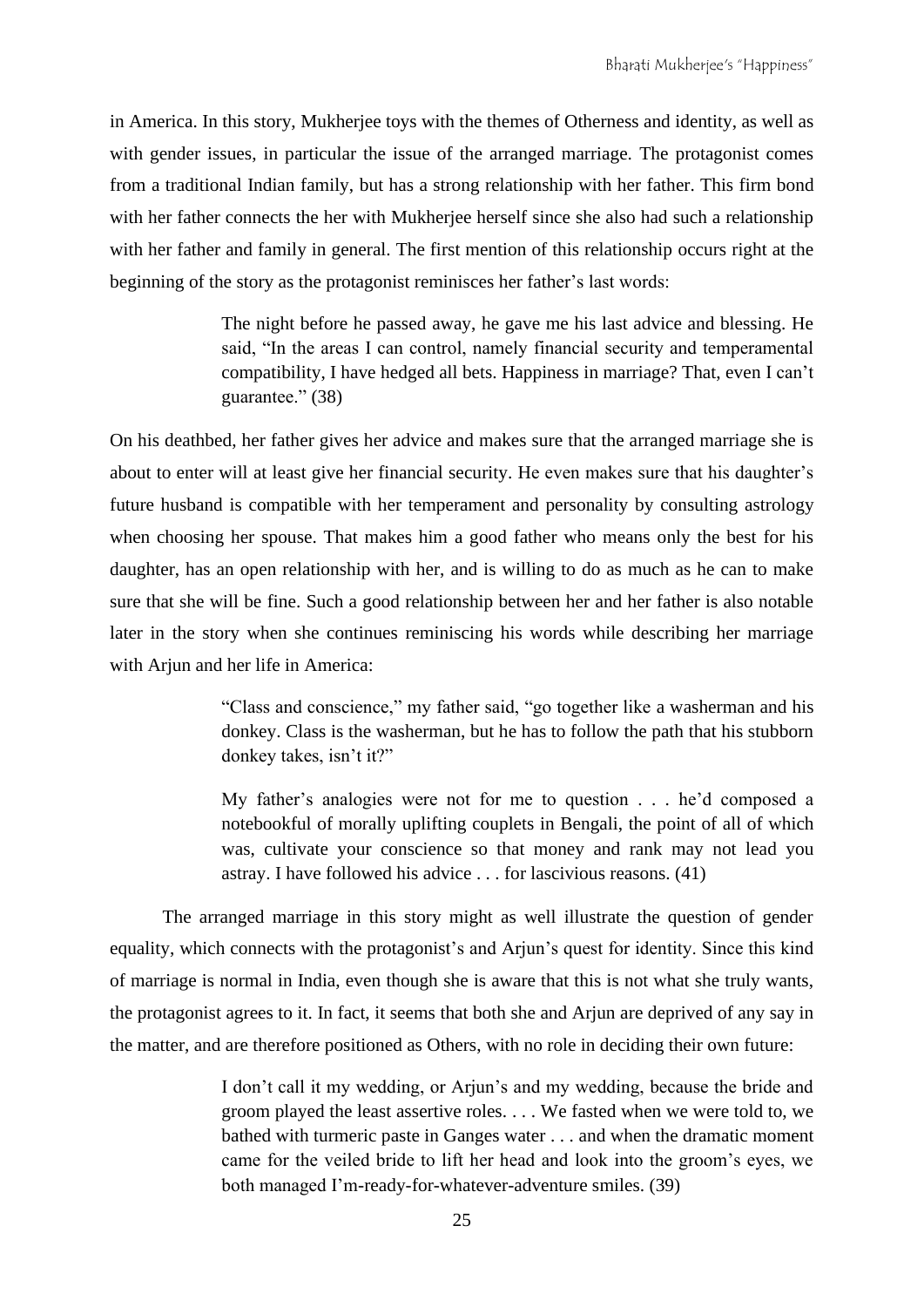in America. In this story, Mukherjee toys with the themes of Otherness and identity, as well as with gender issues, in particular the issue of the arranged marriage. The protagonist comes from a traditional Indian family, but has a strong relationship with her father. This firm bond with her father connects the her with Mukherjee herself since she also had such a relationship with her father and family in general. The first mention of this relationship occurs right at the beginning of the story as the protagonist reminisces her father's last words:

> The night before he passed away, he gave me his last advice and blessing. He said, "In the areas I can control, namely financial security and temperamental compatibility, I have hedged all bets. Happiness in marriage? That, even I can't guarantee." (38)

On his deathbed, her father gives her advice and makes sure that the arranged marriage she is about to enter will at least give her financial security. He even makes sure that his daughter's future husband is compatible with her temperament and personality by consulting astrology when choosing her spouse. That makes him a good father who means only the best for his daughter, has an open relationship with her, and is willing to do as much as he can to make sure that she will be fine. Such a good relationship between her and her father is also notable later in the story when she continues reminiscing his words while describing her marriage with Arjun and her life in America:

> "Class and conscience," my father said, "go together like a washerman and his donkey. Class is the washerman, but he has to follow the path that his stubborn donkey takes, isn't it?"
>
> My father's analogies were not for me to question . . . he'd composed a notebookful of morally uplifting couplets in Bengali, the point of all of which was, cultivate your conscience so that money and rank may not lead you astray. I have followed his advice . . . for lascivious reasons. (41)

The arranged marriage in this story might as well illustrate the question of gender equality, which connects with the protagonist's and Arjun's quest for identity. Since this kind of marriage is normal in India, even though she is aware that this is not what she truly wants, the protagonist agrees to it. In fact, it seems that both she and Arjun are deprived of any say in the matter, and are therefore positioned as Others, with no role in deciding their own future:

> I don't call it my wedding, or Arjun's and my wedding, because the bride and groom played the least assertive roles. . . . We fasted when we were told to, we bathed with turmeric paste in Ganges water . . . and when the dramatic moment came for the veiled bride to lift her head and look into the groom's eyes, we both managed I'm-ready-for-whatever-adventure smiles. (39)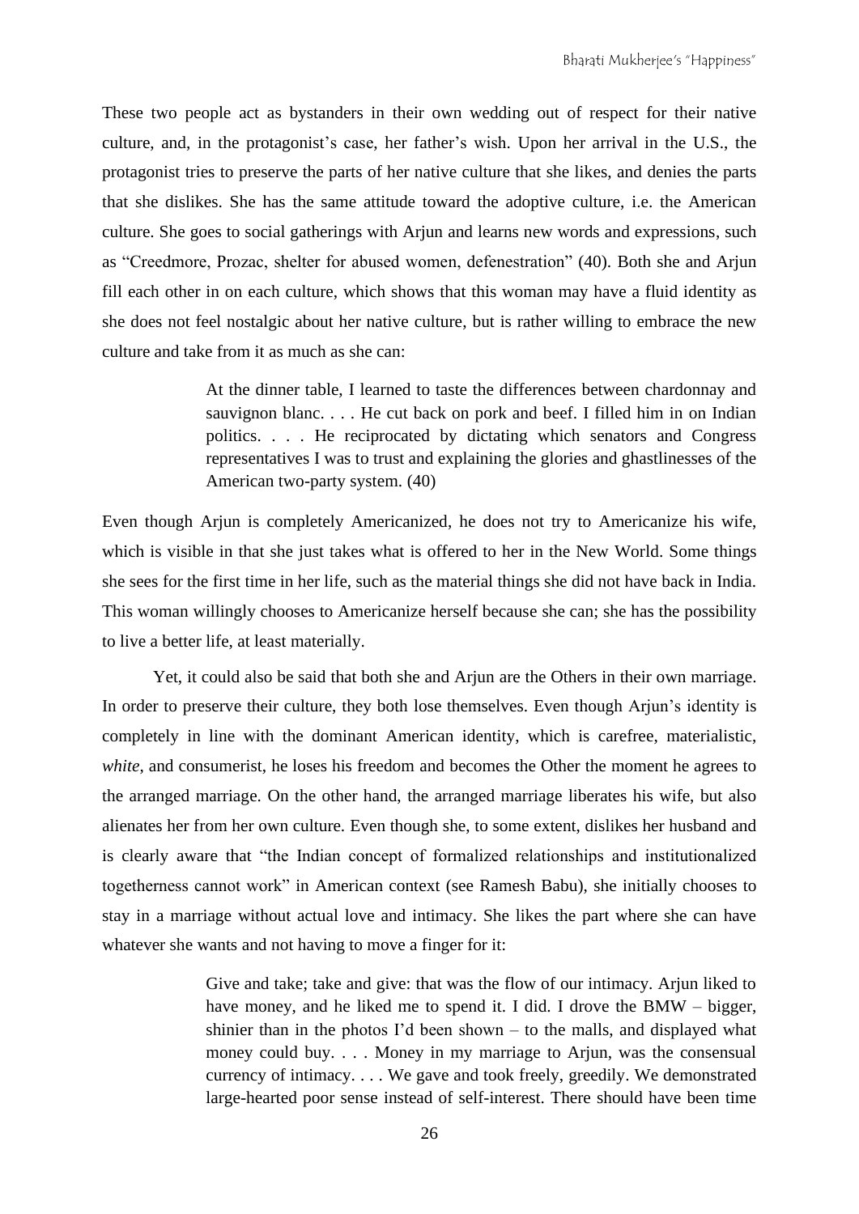These two people act as bystanders in their own wedding out of respect for their native culture, and, in the protagonist's case, her father's wish. Upon her arrival in the U.S., the protagonist tries to preserve the parts of her native culture that she likes, and denies the parts that she dislikes. She has the same attitude toward the adoptive culture, i.e. the American culture. She goes to social gatherings with Arjun and learns new words and expressions, such as "Creedmore, Prozac, shelter for abused women, defenestration" (40). Both she and Arjun fill each other in on each culture, which shows that this woman may have a fluid identity as she does not feel nostalgic about her native culture, but is rather willing to embrace the new culture and take from it as much as she can:

> At the dinner table, I learned to taste the differences between chardonnay and sauvignon blanc. . . . He cut back on pork and beef. I filled him in on Indian politics. . . . He reciprocated by dictating which senators and Congress representatives I was to trust and explaining the glories and ghastlinesses of the American two-party system. (40)

Even though Arjun is completely Americanized, he does not try to Americanize his wife, which is visible in that she just takes what is offered to her in the New World. Some things she sees for the first time in her life, such as the material things she did not have back in India. This woman willingly chooses to Americanize herself because she can; she has the possibility to live a better life, at least materially.

Yet, it could also be said that both she and Arjun are the Others in their own marriage. In order to preserve their culture, they both lose themselves. Even though Arjun's identity is completely in line with the dominant American identity, which is carefree, materialistic, *white*, and consumerist, he loses his freedom and becomes the Other the moment he agrees to the arranged marriage. On the other hand, the arranged marriage liberates his wife, but also alienates her from her own culture. Even though she, to some extent, dislikes her husband and is clearly aware that "the Indian concept of formalized relationships and institutionalized togetherness cannot work" in American context (see Ramesh Babu), she initially chooses to stay in a marriage without actual love and intimacy. She likes the part where she can have whatever she wants and not having to move a finger for it:

> Give and take; take and give: that was the flow of our intimacy. Arjun liked to have money, and he liked me to spend it. I did. I drove the BMW – bigger, shinier than in the photos I'd been shown – to the malls, and displayed what money could buy. . . . Money in my marriage to Arjun, was the consensual currency of intimacy. . . . We gave and took freely, greedily. We demonstrated large-hearted poor sense instead of self-interest. There should have been time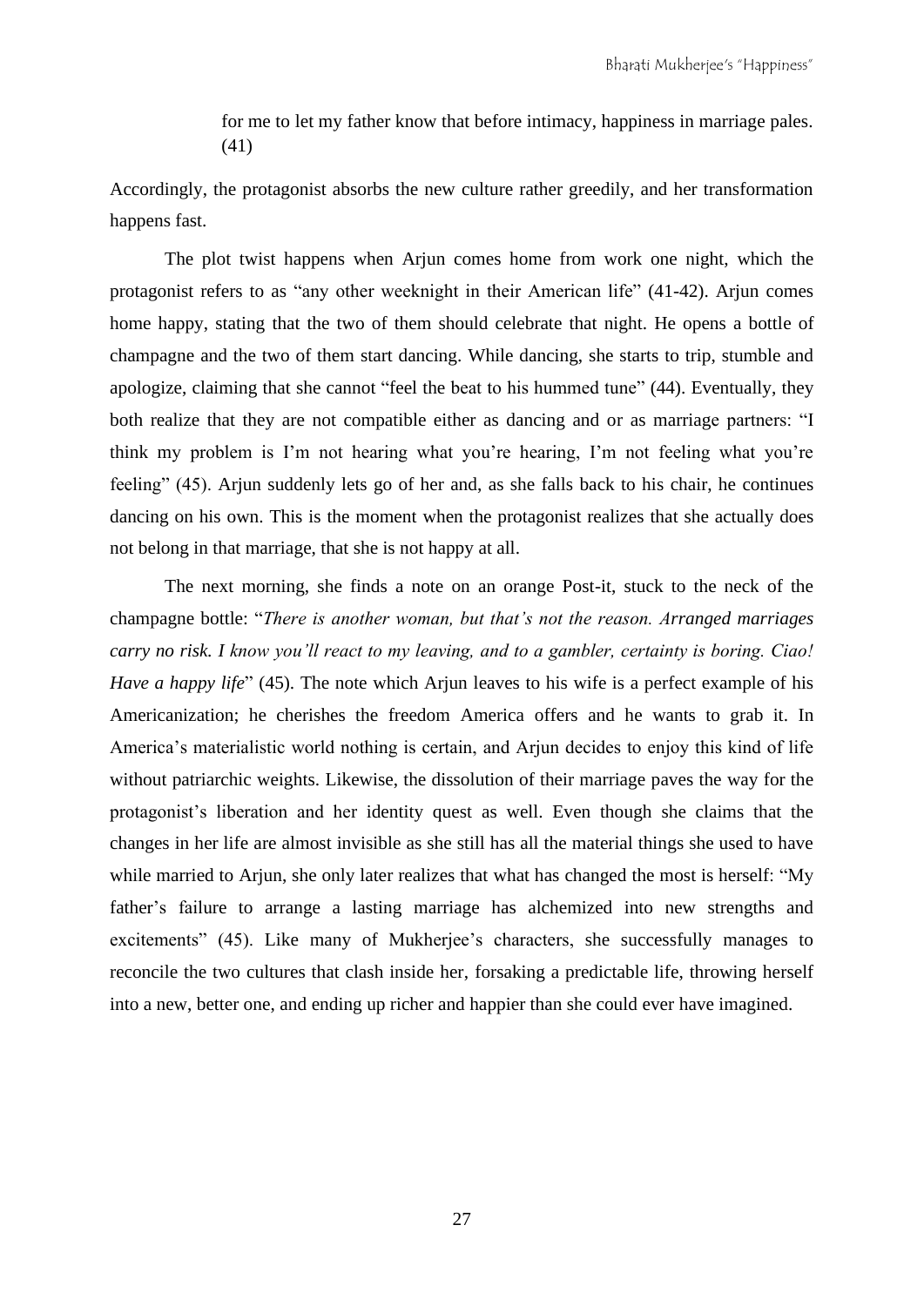> for me to let my father know that before intimacy, happiness in marriage pales. (41)

Accordingly, the protagonist absorbs the new culture rather greedily, and her transformation happens fast.

The plot twist happens when Arjun comes home from work one night, which the protagonist refers to as "any other weeknight in their American life" (41-42). Arjun comes home happy, stating that the two of them should celebrate that night. He opens a bottle of champagne and the two of them start dancing. While dancing, she starts to trip, stumble and apologize, claiming that she cannot "feel the beat to his hummed tune" (44). Eventually, they both realize that they are not compatible either as dancing and or as marriage partners: "I think my problem is I'm not hearing what you're hearing, I'm not feeling what you're feeling" (45). Arjun suddenly lets go of her and, as she falls back to his chair, he continues dancing on his own. This is the moment when the protagonist realizes that she actually does not belong in that marriage, that she is not happy at all.

The next morning, she finds a note on an orange Post-it, stuck to the neck of the champagne bottle: "*There is another woman, but that's not the reason. Arranged marriages carry no risk. I know you'll react to my leaving, and to a gambler, certainty is boring. Ciao! Have a happy life*" (45). The note which Arjun leaves to his wife is a perfect example of his Americanization; he cherishes the freedom America offers and he wants to grab it. In America's materialistic world nothing is certain, and Arjun decides to enjoy this kind of life without patriarchic weights. Likewise, the dissolution of their marriage paves the way for the protagonist's liberation and her identity quest as well. Even though she claims that the changes in her life are almost invisible as she still has all the material things she used to have while married to Arjun, she only later realizes that what has changed the most is herself: "My father's failure to arrange a lasting marriage has alchemized into new strengths and excitements" (45). Like many of Mukherjee's characters, she successfully manages to reconcile the two cultures that clash inside her, forsaking a predictable life, throwing herself into a new, better one, and ending up richer and happier than she could ever have imagined.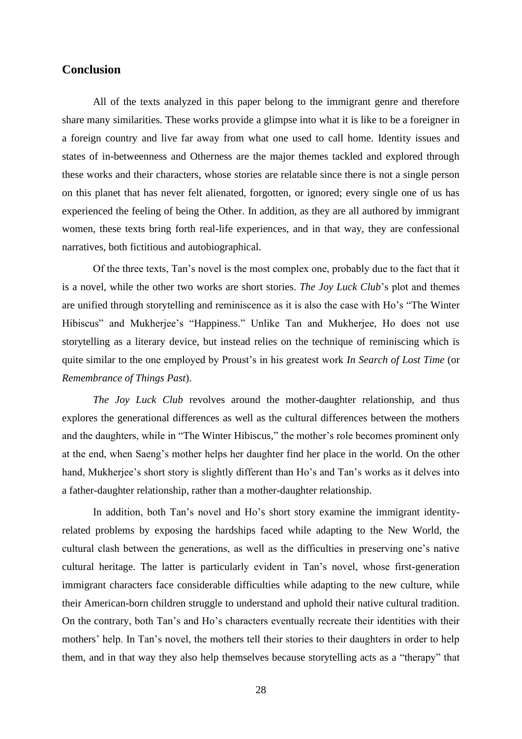## Conclusion

All of the texts analyzed in this paper belong to the immigrant genre and therefore share many similarities. These works provide a glimpse into what it is like to be a foreigner in a foreign country and live far away from what one used to call home. Identity issues and states of in-betweenness and Otherness are the major themes tackled and explored through these works and their characters, whose stories are relatable since there is not a single person on this planet that has never felt alienated, forgotten, or ignored; every single one of us has experienced the feeling of being the Other. In addition, as they are all authored by immigrant women, these texts bring forth real-life experiences, and in that way, they are confessional narratives, both fictitious and autobiographical.

Of the three texts, Tan's novel is the most complex one, probably due to the fact that it is a novel, while the other two works are short stories. *The Joy Luck Club*'s plot and themes are unified through storytelling and reminiscence as it is also the case with Ho's "The Winter Hibiscus" and Mukherjee's "Happiness." Unlike Tan and Mukherjee, Ho does not use storytelling as a literary device, but instead relies on the technique of reminiscing which is quite similar to the one employed by Proust's in his greatest work *In Search of Lost Time* (or *Remembrance of Things Past*).

*The Joy Luck Club* revolves around the mother-daughter relationship, and thus explores the generational differences as well as the cultural differences between the mothers and the daughters, while in "The Winter Hibiscus," the mother's role becomes prominent only at the end, when Saeng's mother helps her daughter find her place in the world. On the other hand, Mukherjee's short story is slightly different than Ho's and Tan's works as it delves into a father-daughter relationship, rather than a mother-daughter relationship.

In addition, both Tan's novel and Ho's short story examine the immigrant identity-related problems by exposing the hardships faced while adapting to the New World, the cultural clash between the generations, as well as the difficulties in preserving one's native cultural heritage. The latter is particularly evident in Tan's novel, whose first-generation immigrant characters face considerable difficulties while adapting to the new culture, while their American-born children struggle to understand and uphold their native cultural tradition. On the contrary, both Tan's and Ho's characters eventually recreate their identities with their mothers' help. In Tan's novel, the mothers tell their stories to their daughters in order to help them, and in that way they also help themselves because storytelling acts as a "therapy" that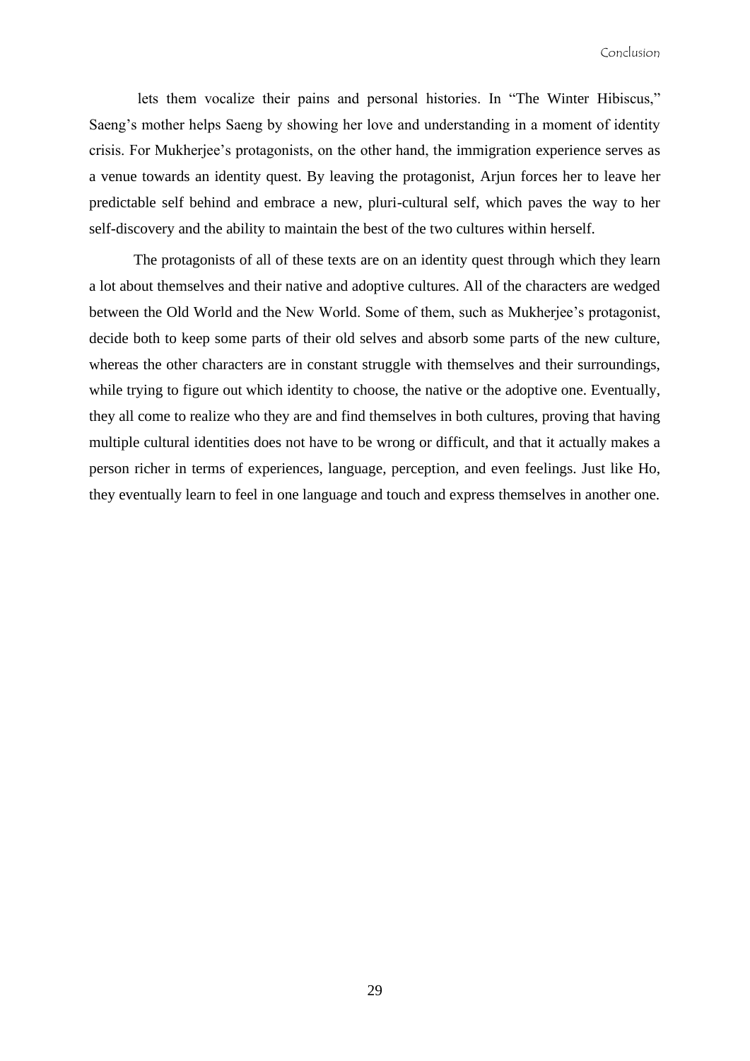lets them vocalize their pains and personal histories. In "The Winter Hibiscus," Saeng's mother helps Saeng by showing her love and understanding in a moment of identity crisis. For Mukherjee's protagonists, on the other hand, the immigration experience serves as a venue towards an identity quest. By leaving the protagonist, Arjun forces her to leave her predictable self behind and embrace a new, pluri-cultural self, which paves the way to her self-discovery and the ability to maintain the best of the two cultures within herself.

The protagonists of all of these texts are on an identity quest through which they learn a lot about themselves and their native and adoptive cultures. All of the characters are wedged between the Old World and the New World. Some of them, such as Mukherjee's protagonist, decide both to keep some parts of their old selves and absorb some parts of the new culture, whereas the other characters are in constant struggle with themselves and their surroundings, while trying to figure out which identity to choose, the native or the adoptive one. Eventually, they all come to realize who they are and find themselves in both cultures, proving that having multiple cultural identities does not have to be wrong or difficult, and that it actually makes a person richer in terms of experiences, language, perception, and even feelings. Just like Ho, they eventually learn to feel in one language and touch and express themselves in another one.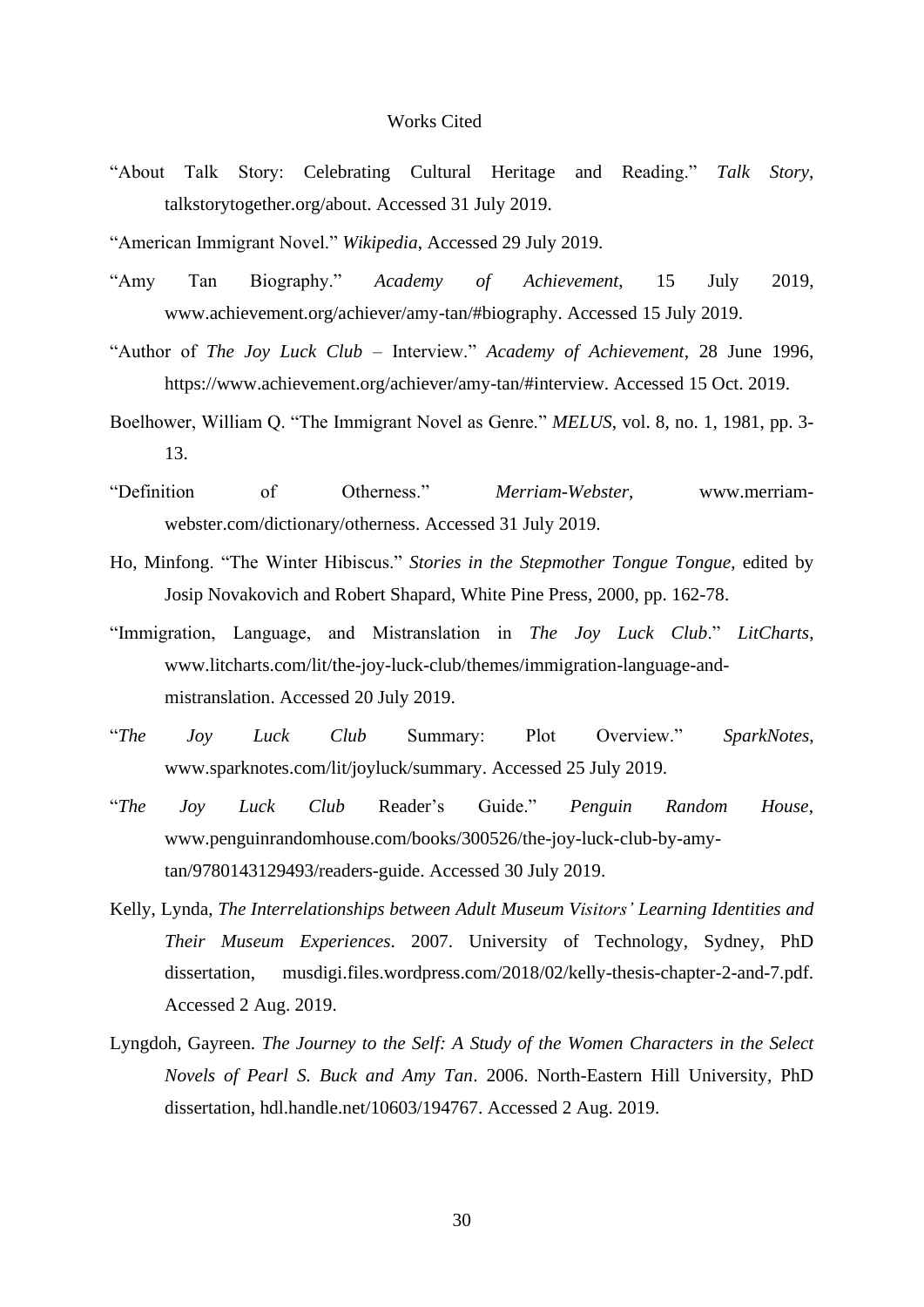# Works Cited

"About Talk Story: Celebrating Cultural Heritage and Reading." *Talk Story*, talkstorytogether.org/about. Accessed 31 July 2019.

"American Immigrant Novel." *Wikipedia*, Accessed 29 July 2019.

"Amy Tan Biography." *Academy of Achievement*, 15 July 2019, www.achievement.org/achiever/amy-tan/#biography. Accessed 15 July 2019.

"Author of *The Joy Luck Club* – Interview." *Academy of Achievement*, 28 June 1996, https://www.achievement.org/achiever/amy-tan/#interview. Accessed 15 Oct. 2019.

Boelhower, William Q. "The Immigrant Novel as Genre." *MELUS*, vol. 8, no. 1, 1981, pp. 3-13.

"Definition of Otherness." *Merriam-Webster*, www.merriam-webster.com/dictionary/otherness. Accessed 31 July 2019.

Ho, Minfong. "The Winter Hibiscus." *Stories in the Stepmother Tongue Tongue*, edited by Josip Novakovich and Robert Shapard, White Pine Press, 2000, pp. 162-78.

"Immigration, Language, and Mistranslation in *The Joy Luck Club*." *LitCharts*, www.litcharts.com/lit/the-joy-luck-club/themes/immigration-language-and-mistranslation. Accessed 20 July 2019.

"*The Joy Luck Club* Summary: Plot Overview." *SparkNotes*, www.sparknotes.com/lit/joyluck/summary. Accessed 25 July 2019.

"*The Joy Luck Club* Reader's Guide." *Penguin Random House*, www.penguinrandomhouse.com/books/300526/the-joy-luck-club-by-amy-tan/9780143129493/readers-guide. Accessed 30 July 2019.

Kelly, Lynda, *The Interrelationships between Adult Museum Visitors' Learning Identities and Their Museum Experiences*. 2007. University of Technology, Sydney, PhD dissertation, musdigi.files.wordpress.com/2018/02/kelly-thesis-chapter-2-and-7.pdf. Accessed 2 Aug. 2019.

Lyngdoh, Gayreen. *The Journey to the Self: A Study of the Women Characters in the Select Novels of Pearl S. Buck and Amy Tan*. 2006. North-Eastern Hill University, PhD dissertation, hdl.handle.net/10603/194767. Accessed 2 Aug. 2019.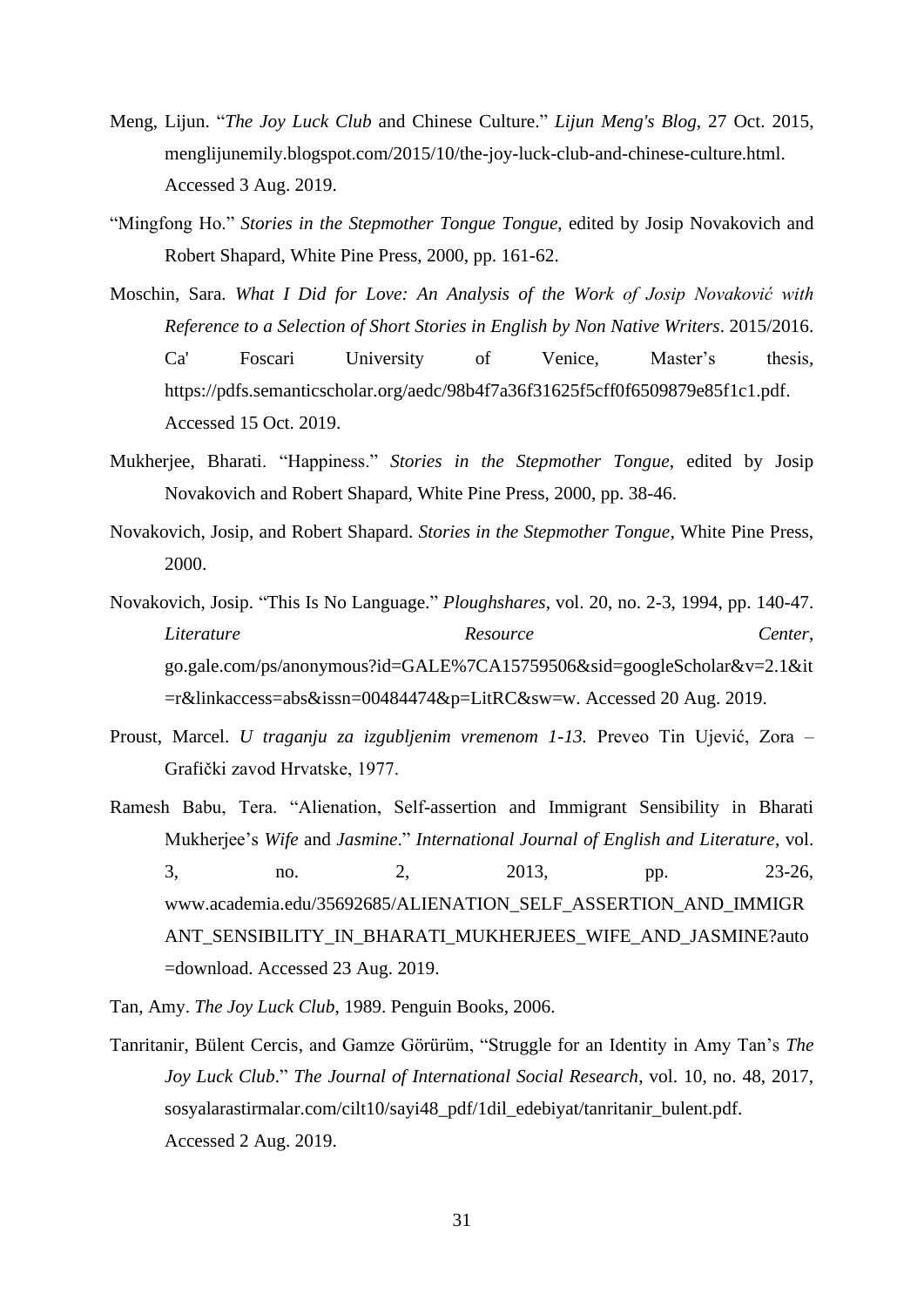Meng, Lijun. "*The Joy Luck Club* and Chinese Culture." *Lijun Meng's Blog*, 27 Oct. 2015, menglijunemily.blogspot.com/2015/10/the-joy-luck-club-and-chinese-culture.html. Accessed 3 Aug. 2019.

"Mingfong Ho." *Stories in the Stepmother Tongue Tongue*, edited by Josip Novakovich and Robert Shapard, White Pine Press, 2000, pp. 161-62.

Moschin, Sara. *What I Did for Love: An Analysis of the Work of Josip Novaković with Reference to a Selection of Short Stories in English by Non Native Writers*. 2015/2016. Ca' Foscari University of Venice, Master's thesis, https://pdfs.semanticscholar.org/aedc/98b4f7a36f31625f5cff0f6509879e85f1c1.pdf. Accessed 15 Oct. 2019.

Mukherjee, Bharati. "Happiness." *Stories in the Stepmother Tongue*, edited by Josip Novakovich and Robert Shapard, White Pine Press, 2000, pp. 38-46.

Novakovich, Josip, and Robert Shapard. *Stories in the Stepmother Tongue*, White Pine Press, 2000.

Novakovich, Josip. "This Is No Language." *Ploughshares*, vol. 20, no. 2-3, 1994, pp. 140-47. *Literature Resource Center*, go.gale.com/ps/anonymous?id=GALE%7CA15759506&sid=googleScholar&v=2.1&it=r&linkaccess=abs&issn=00484474&p=LitRC&sw=w. Accessed 20 Aug. 2019.

Proust, Marcel. *U traganju za izgubljenim vremenom 1-13.* Preveo Tin Ujević, Zora – Grafički zavod Hrvatske, 1977.

Ramesh Babu, Tera. "Alienation, Self-assertion and Immigrant Sensibility in Bharati Mukherjee's *Wife* and *Jasmine*." *International Journal of English and Literature*, vol. 3, no. 2, 2013, pp. 23-26, www.academia.edu/35692685/ALIENATION_SELF_ASSERTION_AND_IMMIGRANT_SENSIBILITY_IN_BHARATI_MUKHERJEES_WIFE_AND_JASMINE?auto=download. Accessed 23 Aug. 2019.

Tan, Amy. *The Joy Luck Club*, 1989. Penguin Books, 2006.

Tanritanir, Bülent Cercis, and Gamze Görürüm, "Struggle for an Identity in Amy Tan's *The Joy Luck Club*." *The Journal of International Social Research*, vol. 10, no. 48, 2017, sosyalarastirmalar.com/cilt10/sayi48_pdf/1dil_edebiyat/tanritanir_bulent.pdf. Accessed 2 Aug. 2019.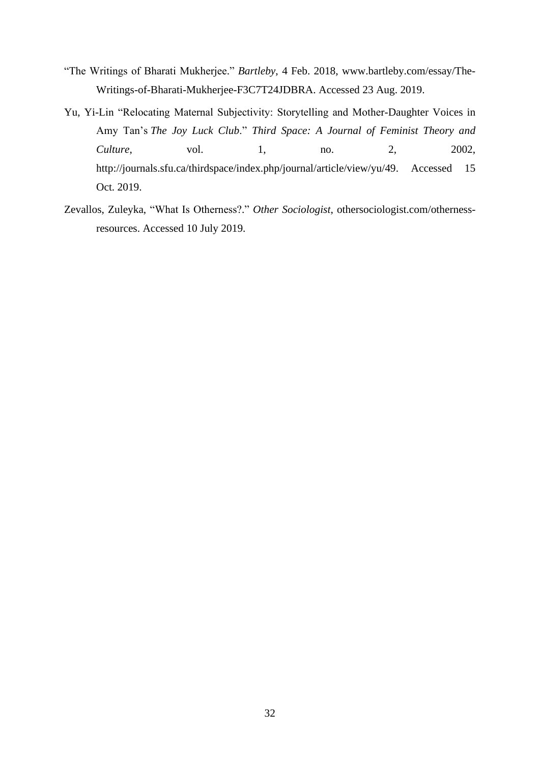"The Writings of Bharati Mukherjee." *Bartleby*, 4 Feb. 2018, www.bartleby.com/essay/The-Writings-of-Bharati-Mukherjee-F3C7T24JDBRA. Accessed 23 Aug. 2019.

Yu, Yi-Lin "Relocating Maternal Subjectivity: Storytelling and Mother-Daughter Voices in Amy Tan's *The Joy Luck Club*." *Third Space: A Journal of Feminist Theory and Culture*, vol. 1, no. 2, 2002, http://journals.sfu.ca/thirdspace/index.php/journal/article/view/yu/49. Accessed 15 Oct. 2019.

Zevallos, Zuleyka, "What Is Otherness?." *Other Sociologist*, othersociologist.com/otherness-resources. Accessed 10 July 2019.